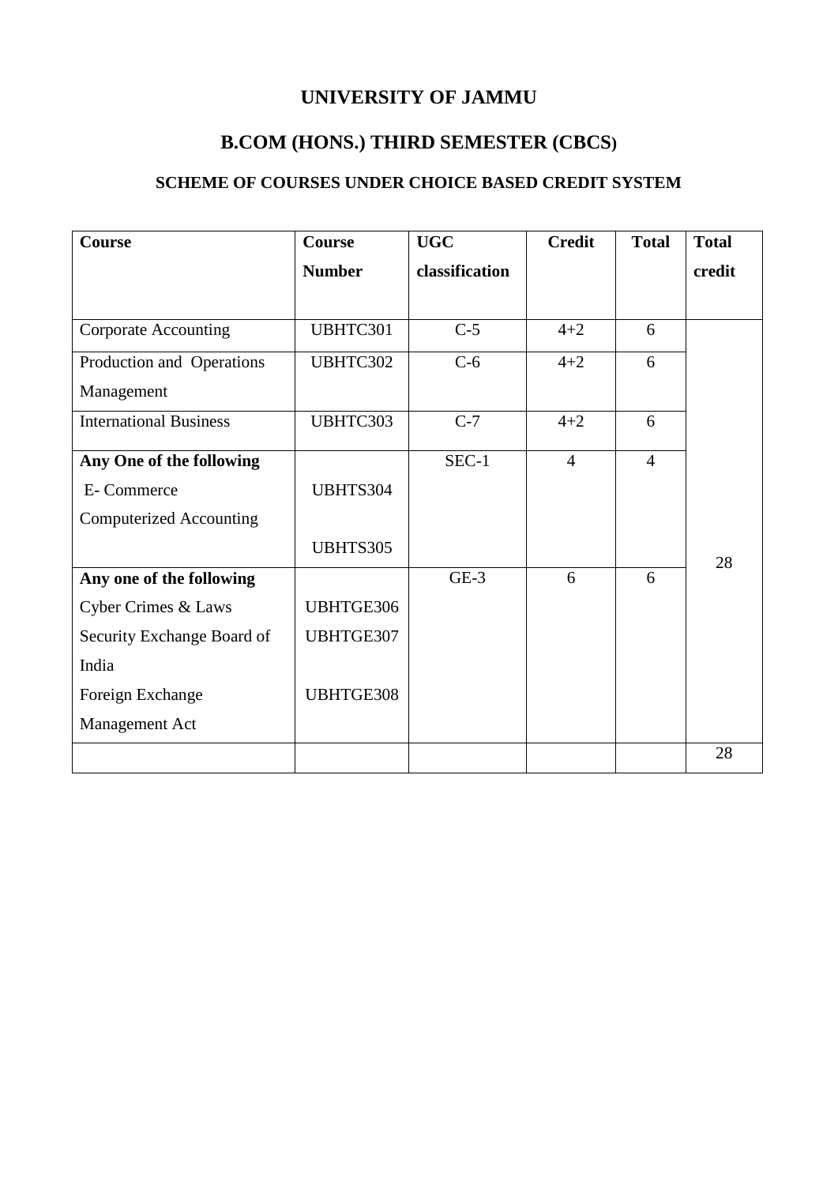# UNIVERSITY OF JAMMU

## B.COM (HONS.) THIRD SEMESTER (CBCS)

### SCHEME OF COURSES UNDER CHOICE BASED CREDIT SYSTEM

| Course | Course Number | UGC classification | Credit | Total | Total credit |
|---|---|---|---|---|---|
| Corporate Accounting | UBHTC301 | C-5 | 4+2 | 6 | 28 |
| Production and Operations Management | UBHTC302 | C-6 | 4+2 | 6 | |
| International Business | UBHTC303 | C-7 | 4+2 | 6 | |
| **Any One of the following**<br>E- Commerce<br>Computerized Accounting | <br>UBHTS304<br><br>UBHTS305 | SEC-1 | 4 | 4 | |
| **Any one of the following**<br>Cyber Crimes & Laws<br>Security Exchange Board of India<br>Foreign Exchange Management Act | <br>UBHTGE306<br>UBHTGE307<br>UBHTGE308 | GE-3 | 6 | 6 | |
| | | | | | 28 |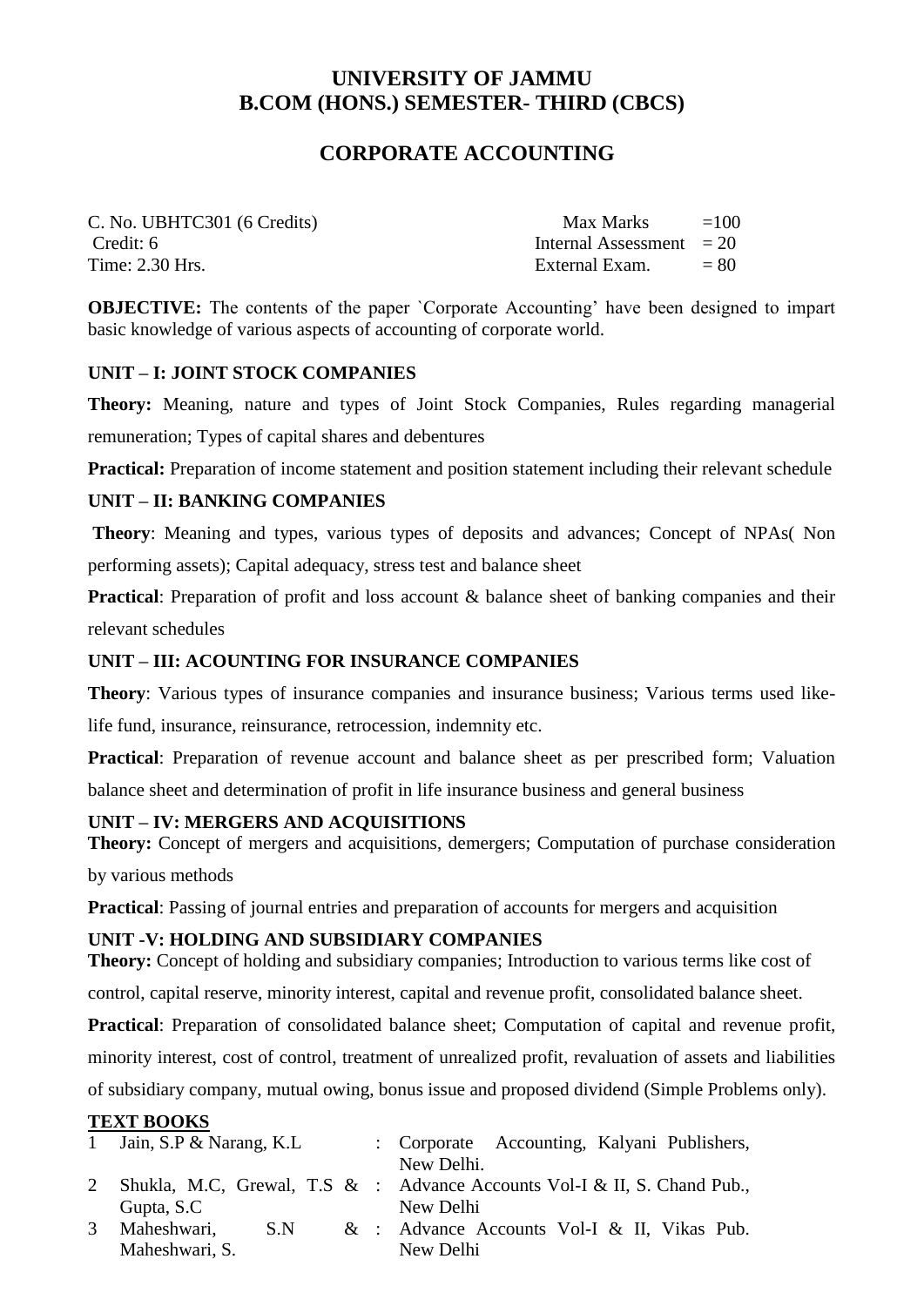# UNIVERSITY OF JAMMU
# B.COM (HONS.) SEMESTER- THIRD (CBCS)

## CORPORATE ACCOUNTING

| | | |
|---|---|---|
| C. No. UBHTC301 (6 Credits) | Max Marks | =100 |
| Credit: 6 | Internal Assessment | = 20 |
| Time: 2.30 Hrs. | External Exam. | = 80 |

**OBJECTIVE:** The contents of the paper `Corporate Accounting' have been designed to impart basic knowledge of various aspects of accounting of corporate world.

### UNIT – I: JOINT STOCK COMPANIES

**Theory:** Meaning, nature and types of Joint Stock Companies, Rules regarding managerial remuneration; Types of capital shares and debentures

**Practical:** Preparation of income statement and position statement including their relevant schedule

### UNIT – II: BANKING COMPANIES

**Theory**: Meaning and types, various types of deposits and advances; Concept of NPAs( Non performing assets); Capital adequacy, stress test and balance sheet

**Practical**: Preparation of profit and loss account & balance sheet of banking companies and their relevant schedules

### UNIT – III: ACOUNTING FOR INSURANCE COMPANIES

**Theory**: Various types of insurance companies and insurance business; Various terms used like- life fund, insurance, reinsurance, retrocession, indemnity etc.

**Practical**: Preparation of revenue account and balance sheet as per prescribed form; Valuation balance sheet and determination of profit in life insurance business and general business

### UNIT – IV: MERGERS AND ACQUISITIONS

**Theory:** Concept of mergers and acquisitions, demergers; Computation of purchase consideration by various methods

**Practical**: Passing of journal entries and preparation of accounts for mergers and acquisition

### UNIT -V: HOLDING AND SUBSIDIARY COMPANIES

**Theory:** Concept of holding and subsidiary companies; Introduction to various terms like cost of control, capital reserve, minority interest, capital and revenue profit, consolidated balance sheet.

**Practical**: Preparation of consolidated balance sheet; Computation of capital and revenue profit, minority interest, cost of control, treatment of unrealized profit, revaluation of assets and liabilities of subsidiary company, mutual owing, bonus issue and proposed dividend (Simple Problems only).

### TEXT BOOKS

| | | | |
|---|---|---|---|
| 1 | Jain, S.P & Narang, K.L | : | Corporate Accounting, Kalyani Publishers, New Delhi. |
| 2 | Shukla, M.C, Grewal, T.S & Gupta, S.C | : | Advance Accounts Vol-I & II, S. Chand Pub., New Delhi |
| 3 | Maheshwari, S.N & Maheshwari, S. | : | Advance Accounts Vol-I & II, Vikas Pub. New Delhi |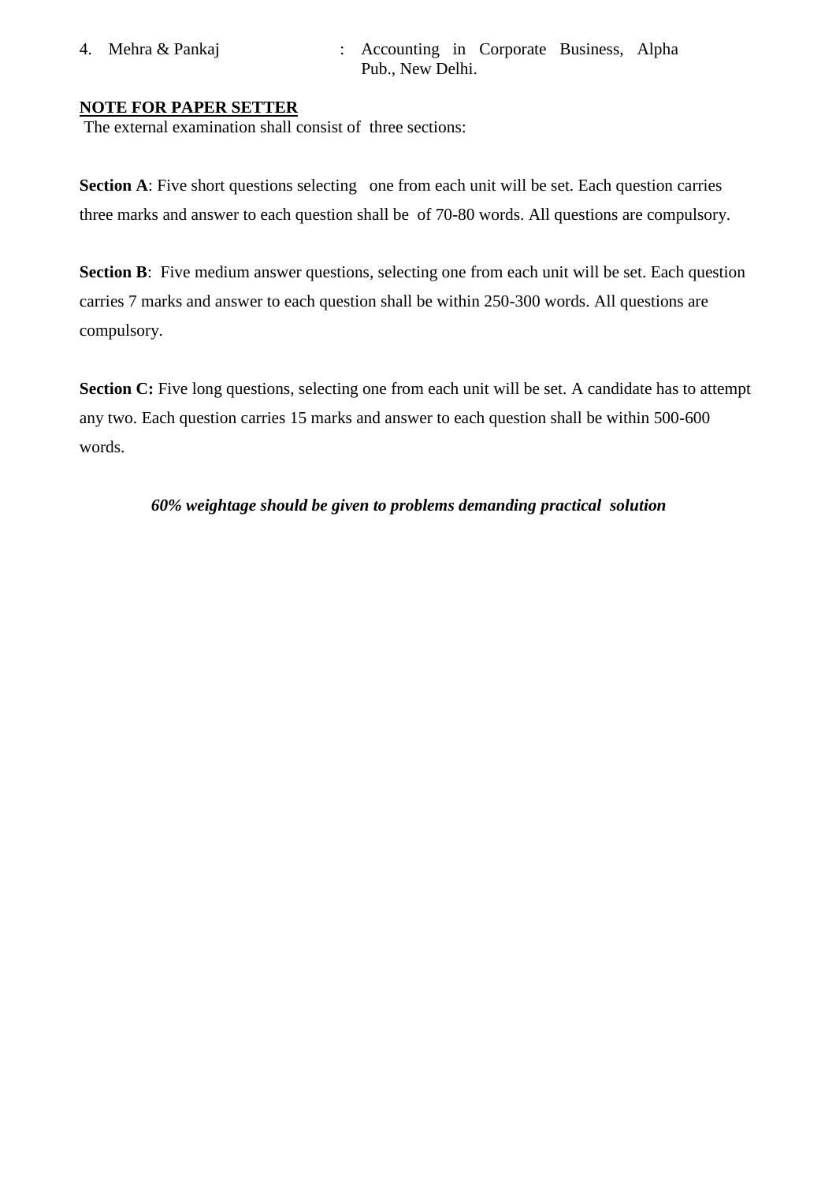4. Mehra & Pankaj : Accounting in Corporate Business, Alpha Pub., New Delhi.

**NOTE FOR PAPER SETTER**

The external examination shall consist of three sections:

**Section A**: Five short questions selecting one from each unit will be set. Each question carries three marks and answer to each question shall be of 70-80 words. All questions are compulsory.

**Section B**: Five medium answer questions, selecting one from each unit will be set. Each question carries 7 marks and answer to each question shall be within 250-300 words. All questions are compulsory.

**Section C:** Five long questions, selecting one from each unit will be set. A candidate has to attempt any two. Each question carries 15 marks and answer to each question shall be within 500-600 words.

***60% weightage should be given to problems demanding practical solution***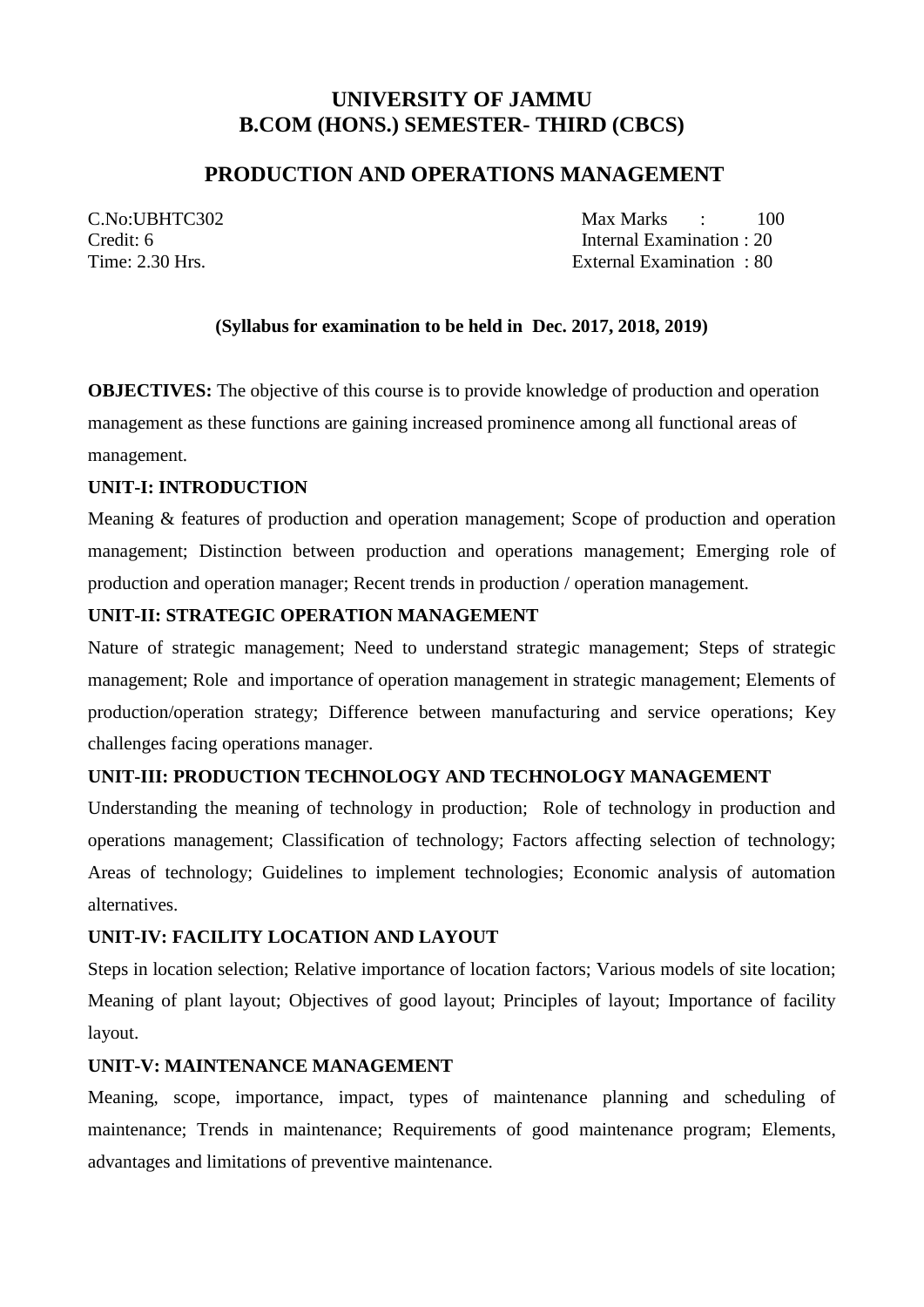# UNIVERSITY OF JAMMU
# B.COM (HONS.) SEMESTER- THIRD (CBCS)

## PRODUCTION AND OPERATIONS MANAGEMENT

C.No:UBHTC302 Max Marks : 100
Credit: 6 Internal Examination : 20
Time: 2.30 Hrs. External Examination : 80

**(Syllabus for examination to be held in Dec. 2017, 2018, 2019)**

**OBJECTIVES:** The objective of this course is to provide knowledge of production and operation management as these functions are gaining increased prominence among all functional areas of management.

**UNIT-I: INTRODUCTION**

Meaning & features of production and operation management; Scope of production and operation management; Distinction between production and operations management; Emerging role of production and operation manager; Recent trends in production / operation management.

**UNIT-II: STRATEGIC OPERATION MANAGEMENT**

Nature of strategic management; Need to understand strategic management; Steps of strategic management; Role and importance of operation management in strategic management; Elements of production/operation strategy; Difference between manufacturing and service operations; Key challenges facing operations manager.

**UNIT-III: PRODUCTION TECHNOLOGY AND TECHNOLOGY MANAGEMENT**

Understanding the meaning of technology in production; Role of technology in production and operations management; Classification of technology; Factors affecting selection of technology; Areas of technology; Guidelines to implement technologies; Economic analysis of automation alternatives.

**UNIT-IV: FACILITY LOCATION AND LAYOUT**

Steps in location selection; Relative importance of location factors; Various models of site location; Meaning of plant layout; Objectives of good layout; Principles of layout; Importance of facility layout.

**UNIT-V: MAINTENANCE MANAGEMENT**

Meaning, scope, importance, impact, types of maintenance planning and scheduling of maintenance; Trends in maintenance; Requirements of good maintenance program; Elements, advantages and limitations of preventive maintenance.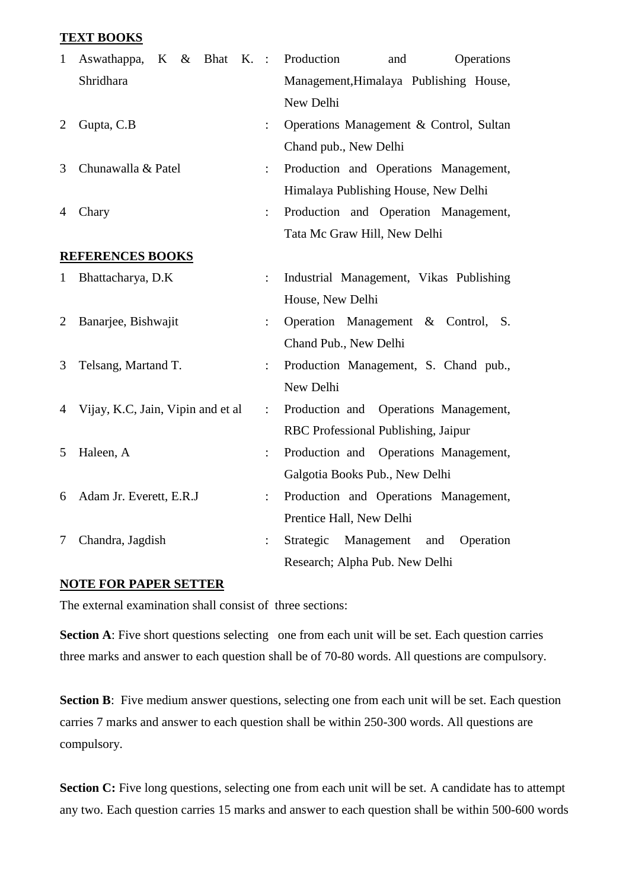**TEXT BOOKS**

| | | | |
|---|---|---|---|
| 1 | Aswathappa, K & Bhat K. Shridhara | : | Production and Operations Management,Himalaya Publishing House, New Delhi |
| 2 | Gupta, C.B | : | Operations Management & Control, Sultan Chand pub., New Delhi |
| 3 | Chunawalla & Patel | : | Production and Operations Management, Himalaya Publishing House, New Delhi |
| 4 | Chary | : | Production and Operation Management, Tata Mc Graw Hill, New Delhi |

**REFERENCES BOOKS**

| | | | |
|---|---|---|---|
| 1 | Bhattacharya, D.K | : | Industrial Management, Vikas Publishing House, New Delhi |
| 2 | Banarjee, Bishwajit | : | Operation Management & Control, S. Chand Pub., New Delhi |
| 3 | Telsang, Martand T. | : | Production Management, S. Chand pub., New Delhi |
| 4 | Vijay, K.C, Jain, Vipin and et al | : | Production and Operations Management, RBC Professional Publishing, Jaipur |
| 5 | Haleen, A | : | Production and Operations Management, Galgotia Books Pub., New Delhi |
| 6 | Adam Jr. Everett, E.R.J | : | Production and Operations Management, Prentice Hall, New Delhi |
| 7 | Chandra, Jagdish | : | Strategic Management and Operation Research; Alpha Pub. New Delhi |

**NOTE FOR PAPER SETTER**

The external examination shall consist of three sections:

**Section A**: Five short questions selecting one from each unit will be set. Each question carries three marks and answer to each question shall be of 70-80 words. All questions are compulsory.

**Section B**: Five medium answer questions, selecting one from each unit will be set. Each question carries 7 marks and answer to each question shall be within 250-300 words. All questions are compulsory.

**Section C:** Five long questions, selecting one from each unit will be set. A candidate has to attempt any two. Each question carries 15 marks and answer to each question shall be within 500-600 words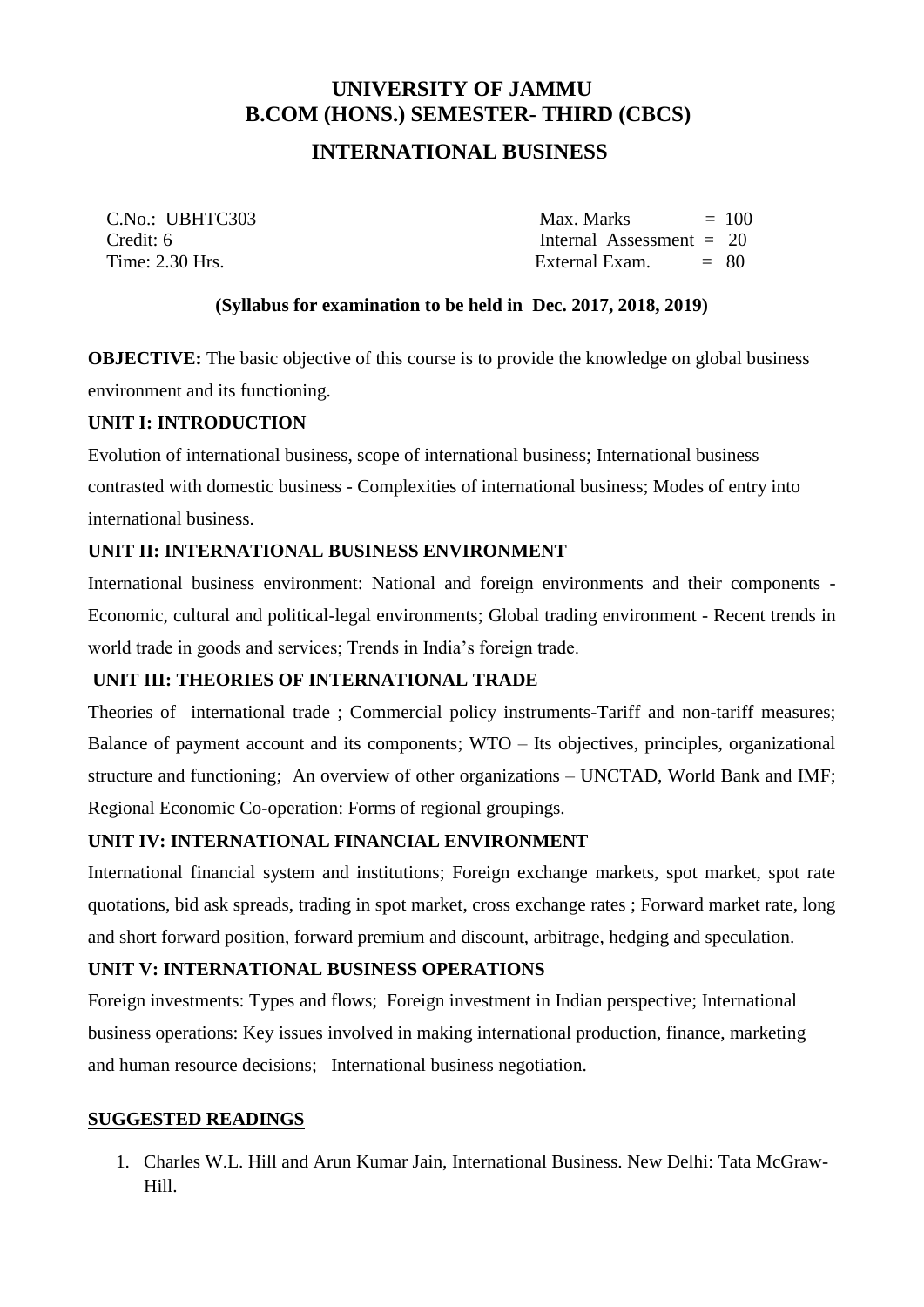# UNIVERSITY OF JAMMU
# B.COM (HONS.) SEMESTER- THIRD (CBCS)
## INTERNATIONAL BUSINESS

| | |
|---|---|
| C.No.: UBHTC303 | Max. Marks = 100 |
| Credit: 6 | Internal Assessment = 20 |
| Time: 2.30 Hrs. | External Exam. = 80 |

**(Syllabus for examination to be held in Dec. 2017, 2018, 2019)**

**OBJECTIVE:** The basic objective of this course is to provide the knowledge on global business environment and its functioning.

**UNIT I: INTRODUCTION**

Evolution of international business, scope of international business; International business contrasted with domestic business - Complexities of international business; Modes of entry into international business.

**UNIT II: INTERNATIONAL BUSINESS ENVIRONMENT**

International business environment: National and foreign environments and their components - Economic, cultural and political-legal environments; Global trading environment - Recent trends in world trade in goods and services; Trends in India's foreign trade.

**UNIT III: THEORIES OF INTERNATIONAL TRADE**

Theories of international trade ; Commercial policy instruments-Tariff and non-tariff measures; Balance of payment account and its components; WTO – Its objectives, principles, organizational structure and functioning; An overview of other organizations – UNCTAD, World Bank and IMF; Regional Economic Co-operation: Forms of regional groupings.

**UNIT IV: INTERNATIONAL FINANCIAL ENVIRONMENT**

International financial system and institutions; Foreign exchange markets, spot market, spot rate quotations, bid ask spreads, trading in spot market, cross exchange rates ; Forward market rate, long and short forward position, forward premium and discount, arbitrage, hedging and speculation.

**UNIT V: INTERNATIONAL BUSINESS OPERATIONS**

Foreign investments: Types and flows; Foreign investment in Indian perspective; International business operations: Key issues involved in making international production, finance, marketing and human resource decisions; International business negotiation.

**SUGGESTED READINGS**

1. Charles W.L. Hill and Arun Kumar Jain, International Business. New Delhi: Tata McGraw-Hill.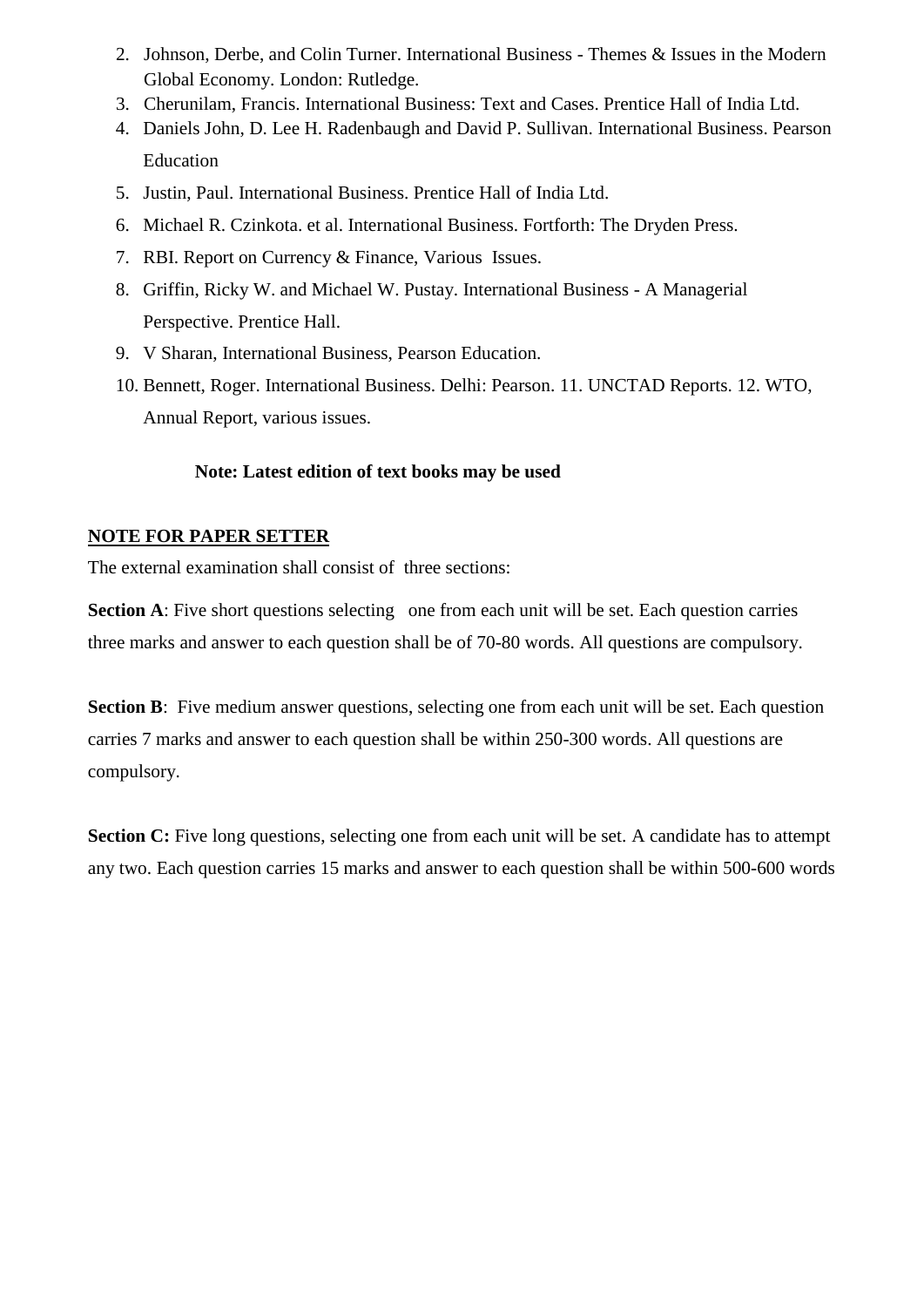2. Johnson, Derbe, and Colin Turner. International Business - Themes & Issues in the Modern Global Economy. London: Rutledge.
3. Cherunilam, Francis. International Business: Text and Cases. Prentice Hall of India Ltd.
4. Daniels John, D. Lee H. Radenbaugh and David P. Sullivan. International Business. Pearson Education
5. Justin, Paul. International Business. Prentice Hall of India Ltd.
6. Michael R. Czinkota. et al. International Business. Fortforth: The Dryden Press.
7. RBI. Report on Currency & Finance, Various Issues.
8. Griffin, Ricky W. and Michael W. Pustay. International Business - A Managerial Perspective. Prentice Hall.
9. V Sharan, International Business, Pearson Education.
10. Bennett, Roger. International Business. Delhi: Pearson. 11. UNCTAD Reports. 12. WTO, Annual Report, various issues.

**Note: Latest edition of text books may be used**

**NOTE FOR PAPER SETTER**

The external examination shall consist of three sections:

**Section A**: Five short questions selecting one from each unit will be set. Each question carries three marks and answer to each question shall be of 70-80 words. All questions are compulsory.

**Section B**: Five medium answer questions, selecting one from each unit will be set. Each question carries 7 marks and answer to each question shall be within 250-300 words. All questions are compulsory.

**Section C:** Five long questions, selecting one from each unit will be set. A candidate has to attempt any two. Each question carries 15 marks and answer to each question shall be within 500-600 words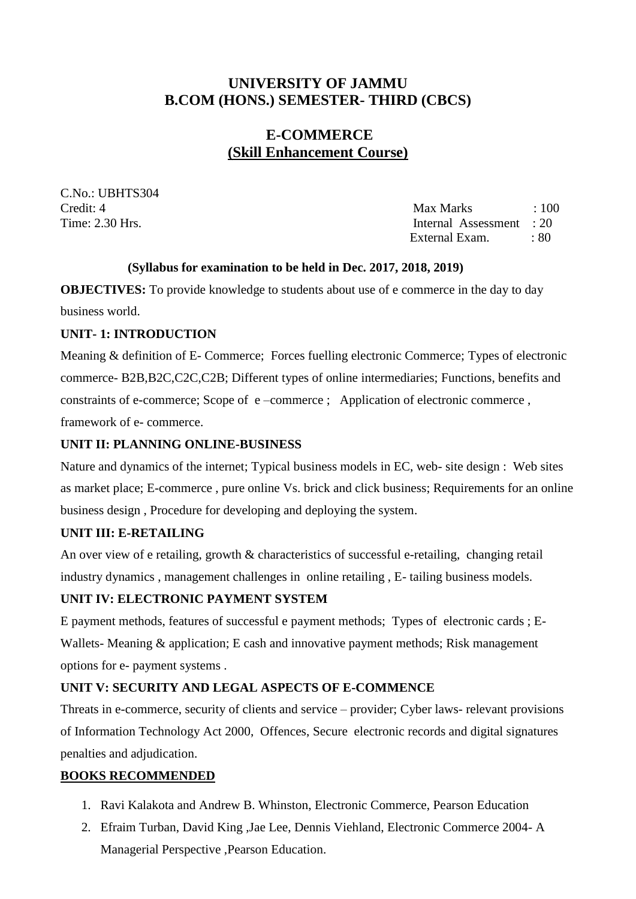# UNIVERSITY OF JAMMU
# B.COM (HONS.) SEMESTER- THIRD (CBCS)

## E-COMMERCE
## (Skill Enhancement Course)

C.No.: UBHTS304

| | | |
|---|---|---|
| Credit: 4 | Max Marks | : 100 |
| Time: 2.30 Hrs. | Internal Assessment | : 20 |
| | External Exam. | : 80 |

**(Syllabus for examination to be held in Dec. 2017, 2018, 2019)**

**OBJECTIVES:** To provide knowledge to students about use of e commerce in the day to day business world.

**UNIT- 1: INTRODUCTION**

Meaning & definition of E- Commerce; Forces fuelling electronic Commerce; Types of electronic commerce- B2B,B2C,C2C,C2B; Different types of online intermediaries; Functions, benefits and constraints of e-commerce; Scope of e –commerce ; Application of electronic commerce , framework of e- commerce.

**UNIT II: PLANNING ONLINE-BUSINESS**

Nature and dynamics of the internet; Typical business models in EC, web- site design : Web sites as market place; E-commerce , pure online Vs. brick and click business; Requirements for an online business design , Procedure for developing and deploying the system.

**UNIT III: E-RETAILING**

An over view of e retailing, growth & characteristics of successful e-retailing, changing retail industry dynamics , management challenges in online retailing , E- tailing business models.

**UNIT IV: ELECTRONIC PAYMENT SYSTEM**

E payment methods, features of successful e payment methods; Types of electronic cards ; E-Wallets- Meaning & application; E cash and innovative payment methods; Risk management options for e- payment systems .

**UNIT V: SECURITY AND LEGAL ASPECTS OF E-COMMENCE**

Threats in e-commerce, security of clients and service – provider; Cyber laws- relevant provisions of Information Technology Act 2000, Offences, Secure electronic records and digital signatures penalties and adjudication.

**BOOKS RECOMMENDED**

1. Ravi Kalakota and Andrew B. Whinston, Electronic Commerce, Pearson Education
2. Efraim Turban, David King ,Jae Lee, Dennis Viehland, Electronic Commerce 2004- A Managerial Perspective ,Pearson Education.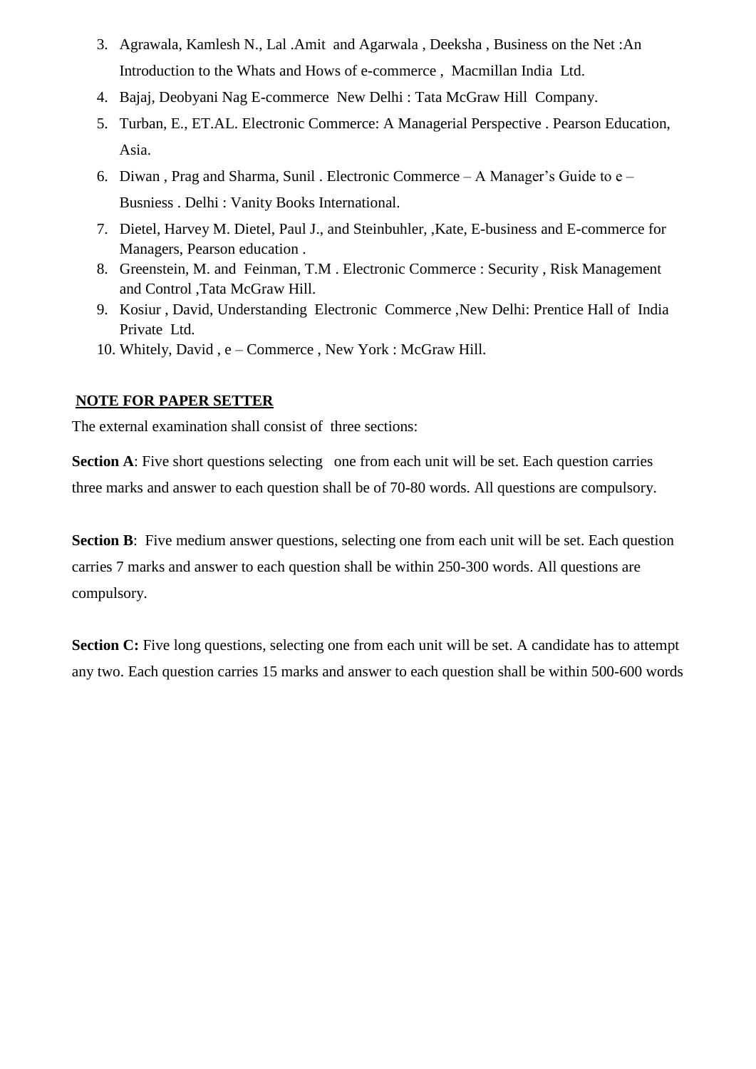3. Agrawala, Kamlesh N., Lal .Amit and Agarwala , Deeksha , Business on the Net :An Introduction to the Whats and Hows of e-commerce , Macmillan India Ltd.
4. Bajaj, Deobyani Nag E-commerce New Delhi : Tata McGraw Hill Company.
5. Turban, E., ET.AL. Electronic Commerce: A Managerial Perspective . Pearson Education, Asia.
6. Diwan , Prag and Sharma, Sunil . Electronic Commerce – A Manager's Guide to e – Busniess . Delhi : Vanity Books International.
7. Dietel, Harvey M. Dietel, Paul J., and Steinbuhler, ,Kate, E-business and E-commerce for Managers, Pearson education .
8. Greenstein, M. and Feinman, T.M . Electronic Commerce : Security , Risk Management and Control ,Tata McGraw Hill.
9. Kosiur , David, Understanding Electronic Commerce ,New Delhi: Prentice Hall of India Private Ltd.
10. Whitely, David , e – Commerce , New York : McGraw Hill.

**NOTE FOR PAPER SETTER**

The external examination shall consist of three sections:

**Section A**: Five short questions selecting one from each unit will be set. Each question carries three marks and answer to each question shall be of 70-80 words. All questions are compulsory.

**Section B**: Five medium answer questions, selecting one from each unit will be set. Each question carries 7 marks and answer to each question shall be within 250-300 words. All questions are compulsory.

**Section C:** Five long questions, selecting one from each unit will be set. A candidate has to attempt any two. Each question carries 15 marks and answer to each question shall be within 500-600 words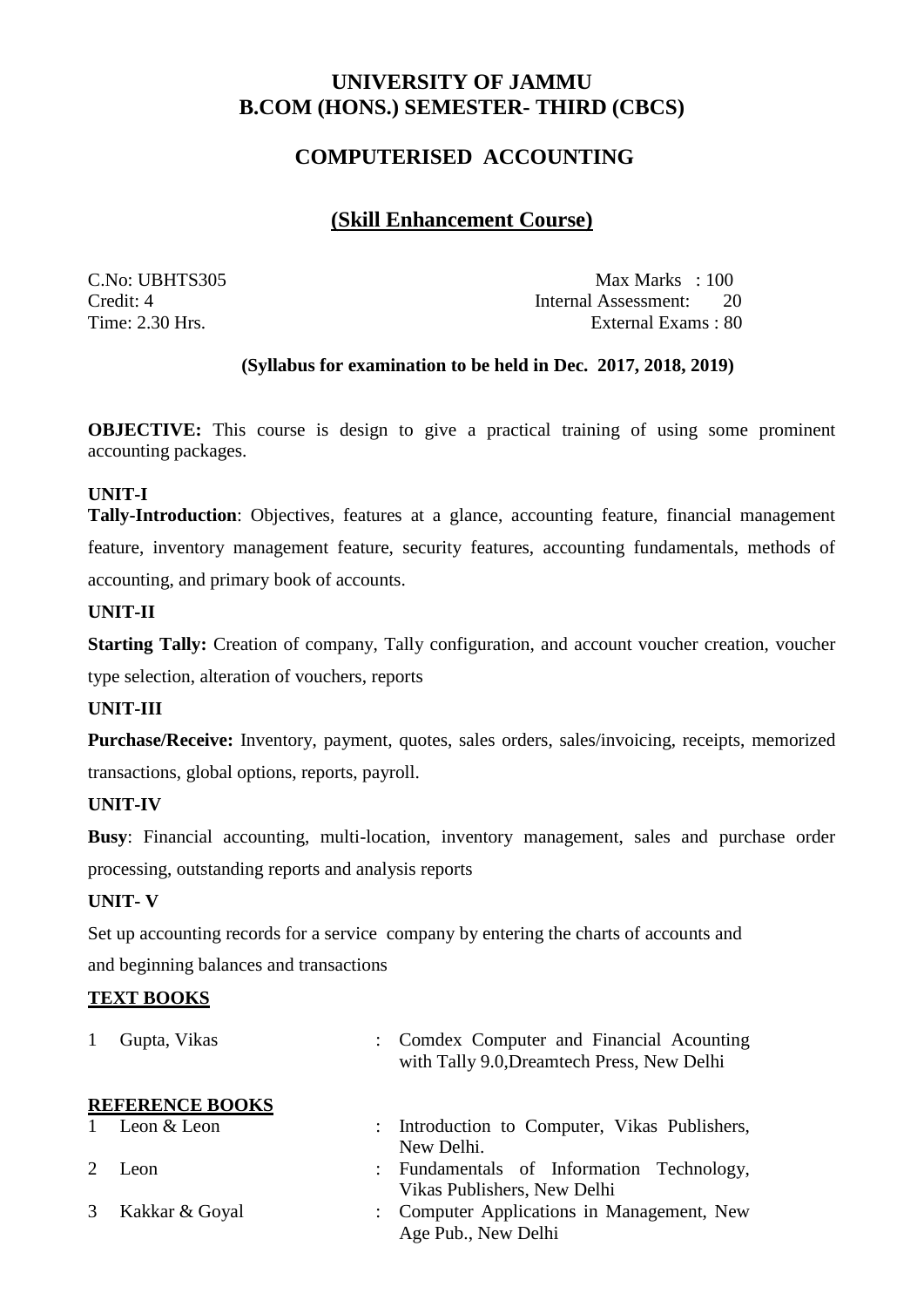# UNIVERSITY OF JAMMU
# B.COM (HONS.) SEMESTER- THIRD (CBCS)

## COMPUTERISED ACCOUNTING

## (Skill Enhancement Course)

| | |
|---|---|
| C.No: UBHTS305 | Max Marks : 100 |
| Credit: 4 | Internal Assessment: 20 |
| Time: 2.30 Hrs. | External Exams : 80 |

**(Syllabus for examination to be held in Dec. 2017, 2018, 2019)**

**OBJECTIVE:** This course is design to give a practical training of using some prominent accounting packages.

**UNIT-I**

**Tally-Introduction**: Objectives, features at a glance, accounting feature, financial management feature, inventory management feature, security features, accounting fundamentals, methods of accounting, and primary book of accounts.

**UNIT-II**

**Starting Tally:** Creation of company, Tally configuration, and account voucher creation, voucher type selection, alteration of vouchers, reports

**UNIT-III**

**Purchase/Receive:** Inventory, payment, quotes, sales orders, sales/invoicing, receipts, memorized transactions, global options, reports, payroll.

**UNIT-IV**

**Busy**: Financial accounting, multi-location, inventory management, sales and purchase order processing, outstanding reports and analysis reports

**UNIT- V**

Set up accounting records for a service company by entering the charts of accounts and and beginning balances and transactions

**TEXT BOOKS**

| | | | |
|---|---|---|---|
| 1 | Gupta, Vikas | : | Comdex Computer and Financial Acounting with Tally 9.0,Dreamtech Press, New Delhi |

**REFERENCE BOOKS**

| | | | |
|---|---|---|---|
| 1 | Leon & Leon | : | Introduction to Computer, Vikas Publishers, New Delhi. |
| 2 | Leon | : | Fundamentals of Information Technology, Vikas Publishers, New Delhi |
| 3 | Kakkar & Goyal | : | Computer Applications in Management, New Age Pub., New Delhi |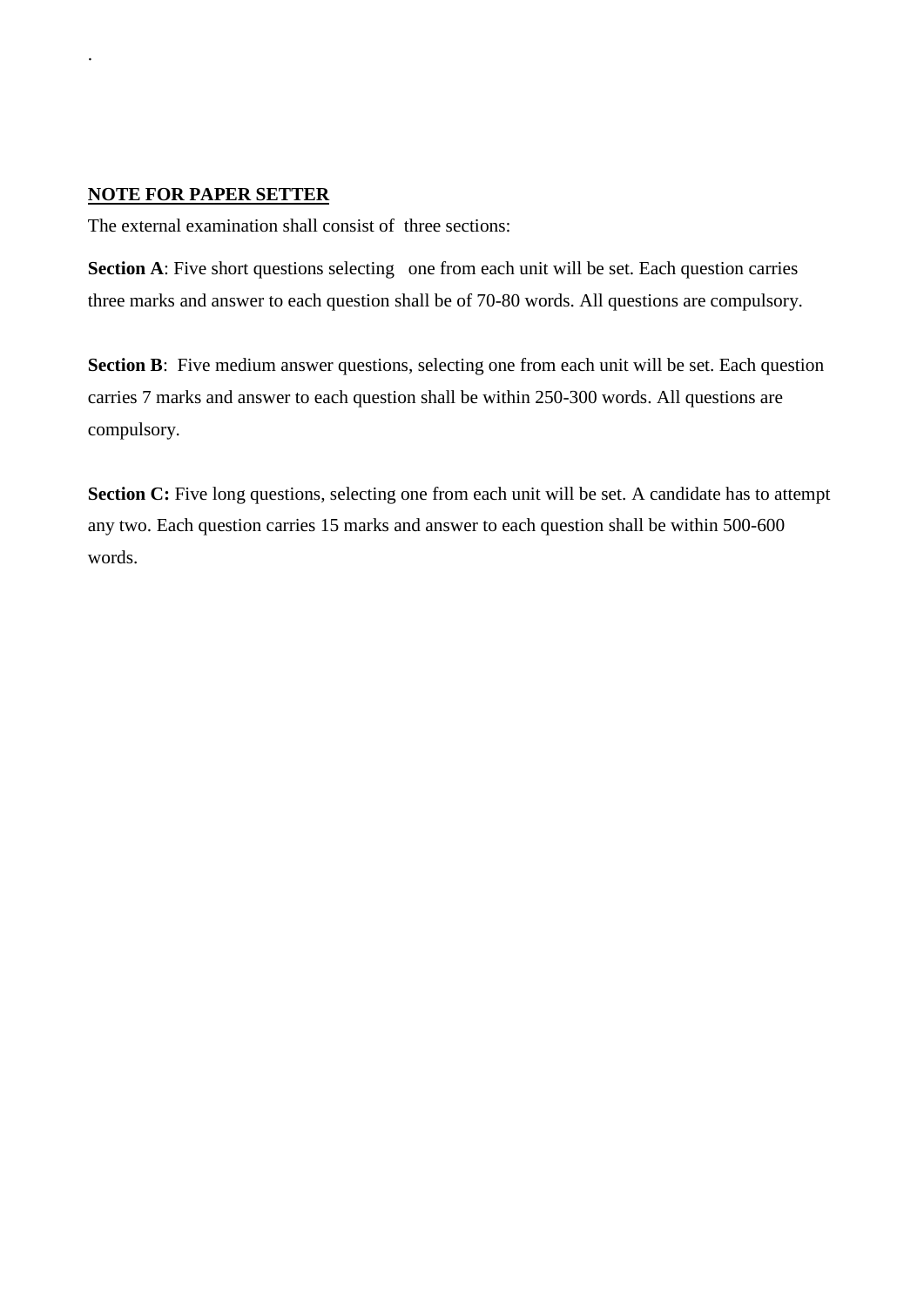.

**<u>NOTE FOR PAPER SETTER</u>**

The external examination shall consist of three sections:

**Section A**: Five short questions selecting one from each unit will be set. Each question carries three marks and answer to each question shall be of 70-80 words. All questions are compulsory.

**Section B**: Five medium answer questions, selecting one from each unit will be set. Each question carries 7 marks and answer to each question shall be within 250-300 words. All questions are compulsory.

**Section C:** Five long questions, selecting one from each unit will be set. A candidate has to attempt any two. Each question carries 15 marks and answer to each question shall be within 500-600 words.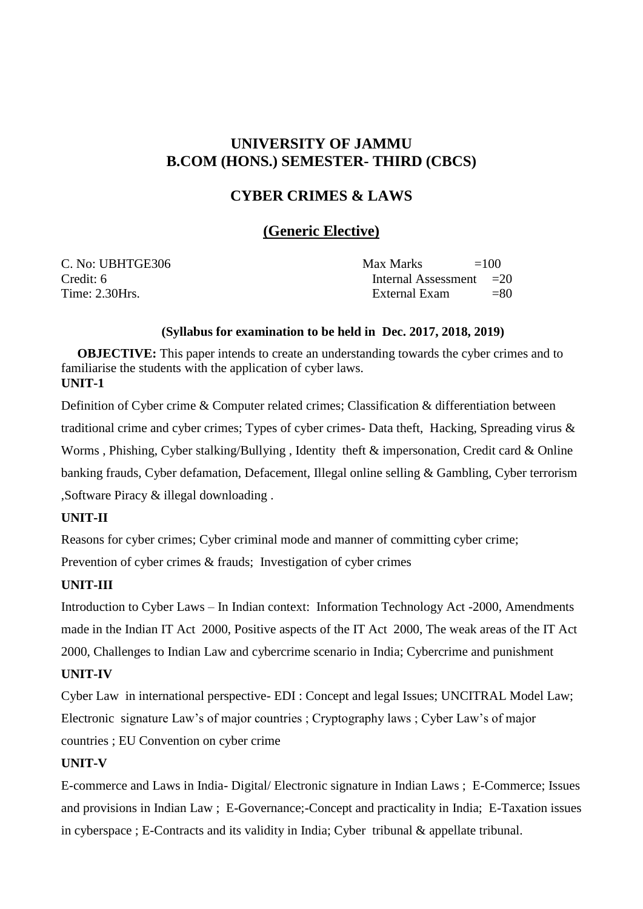# UNIVERSITY OF JAMMU
# B.COM (HONS.) SEMESTER- THIRD (CBCS)

## CYBER CRIMES & LAWS

## (Generic Elective)

| | |
|---|---|
| C. No: UBHTGE306 | Max Marks =100 |
| Credit: 6 | Internal Assessment =20 |
| Time: 2.30Hrs. | External Exam =80 |

**(Syllabus for examination to be held in Dec. 2017, 2018, 2019)**

**OBJECTIVE:** This paper intends to create an understanding towards the cyber crimes and to familiarise the students with the application of cyber laws.

**UNIT-1**

Definition of Cyber crime & Computer related crimes; Classification & differentiation between traditional crime and cyber crimes; Types of cyber crimes- Data theft, Hacking, Spreading virus & Worms , Phishing, Cyber stalking/Bullying , Identity theft & impersonation, Credit card & Online banking frauds, Cyber defamation, Defacement, Illegal online selling & Gambling, Cyber terrorism ,Software Piracy & illegal downloading .

**UNIT-II**

Reasons for cyber crimes; Cyber criminal mode and manner of committing cyber crime;
Prevention of cyber crimes & frauds; Investigation of cyber crimes

**UNIT-III**

Introduction to Cyber Laws – In Indian context: Information Technology Act -2000, Amendments made in the Indian IT Act 2000, Positive aspects of the IT Act 2000, The weak areas of the IT Act 2000, Challenges to Indian Law and cybercrime scenario in India; Cybercrime and punishment

**UNIT-IV**

Cyber Law in international perspective- EDI : Concept and legal Issues; UNCITRAL Model Law; Electronic signature Law's of major countries ; Cryptography laws ; Cyber Law's of major countries ; EU Convention on cyber crime

**UNIT-V**

E-commerce and Laws in India- Digital/ Electronic signature in Indian Laws ; E-Commerce; Issues and provisions in Indian Law ; E-Governance;-Concept and practicality in India; E-Taxation issues in cyberspace ; E-Contracts and its validity in India; Cyber tribunal & appellate tribunal.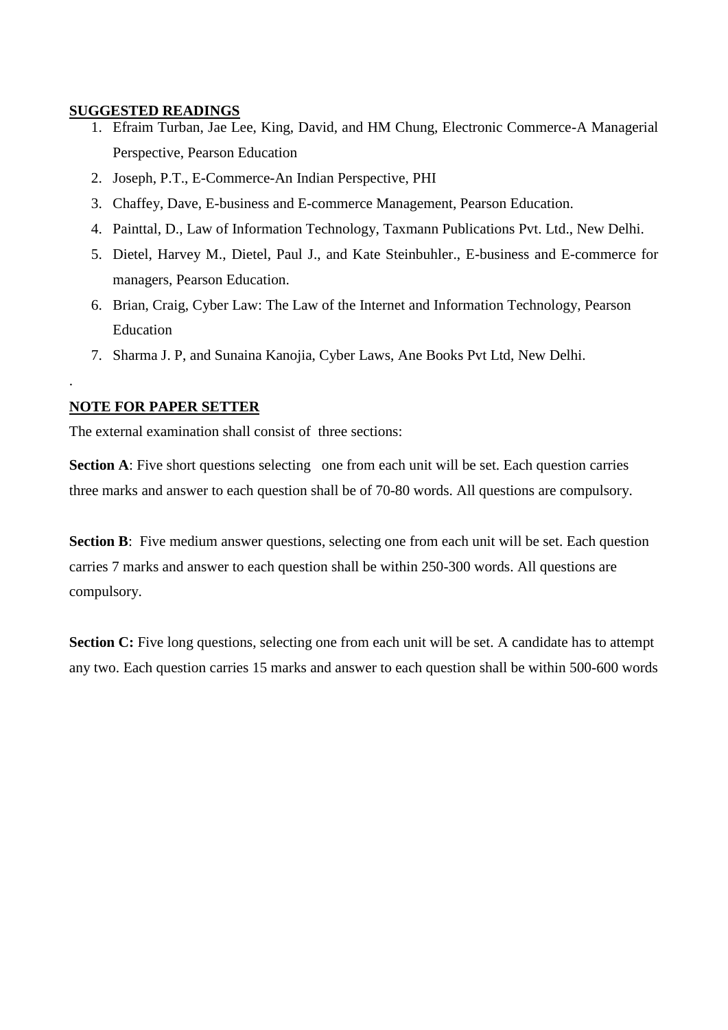**SUGGESTED READINGS**

1. Efraim Turban, Jae Lee, King, David, and HM Chung, Electronic Commerce-A Managerial Perspective, Pearson Education
2. Joseph, P.T., E-Commerce-An Indian Perspective, PHI
3. Chaffey, Dave, E-business and E-commerce Management, Pearson Education.
4. Painttal, D., Law of Information Technology, Taxmann Publications Pvt. Ltd., New Delhi.
5. Dietel, Harvey M., Dietel, Paul J., and Kate Steinbuhler., E-business and E-commerce for managers, Pearson Education.
6. Brian, Craig, Cyber Law: The Law of the Internet and Information Technology, Pearson Education
7. Sharma J. P, and Sunaina Kanojia, Cyber Laws, Ane Books Pvt Ltd, New Delhi.

.

**NOTE FOR PAPER SETTER**

The external examination shall consist of three sections:

**Section A**: Five short questions selecting one from each unit will be set. Each question carries three marks and answer to each question shall be of 70-80 words. All questions are compulsory.

**Section B**: Five medium answer questions, selecting one from each unit will be set. Each question carries 7 marks and answer to each question shall be within 250-300 words. All questions are compulsory.

**Section C:** Five long questions, selecting one from each unit will be set. A candidate has to attempt any two. Each question carries 15 marks and answer to each question shall be within 500-600 words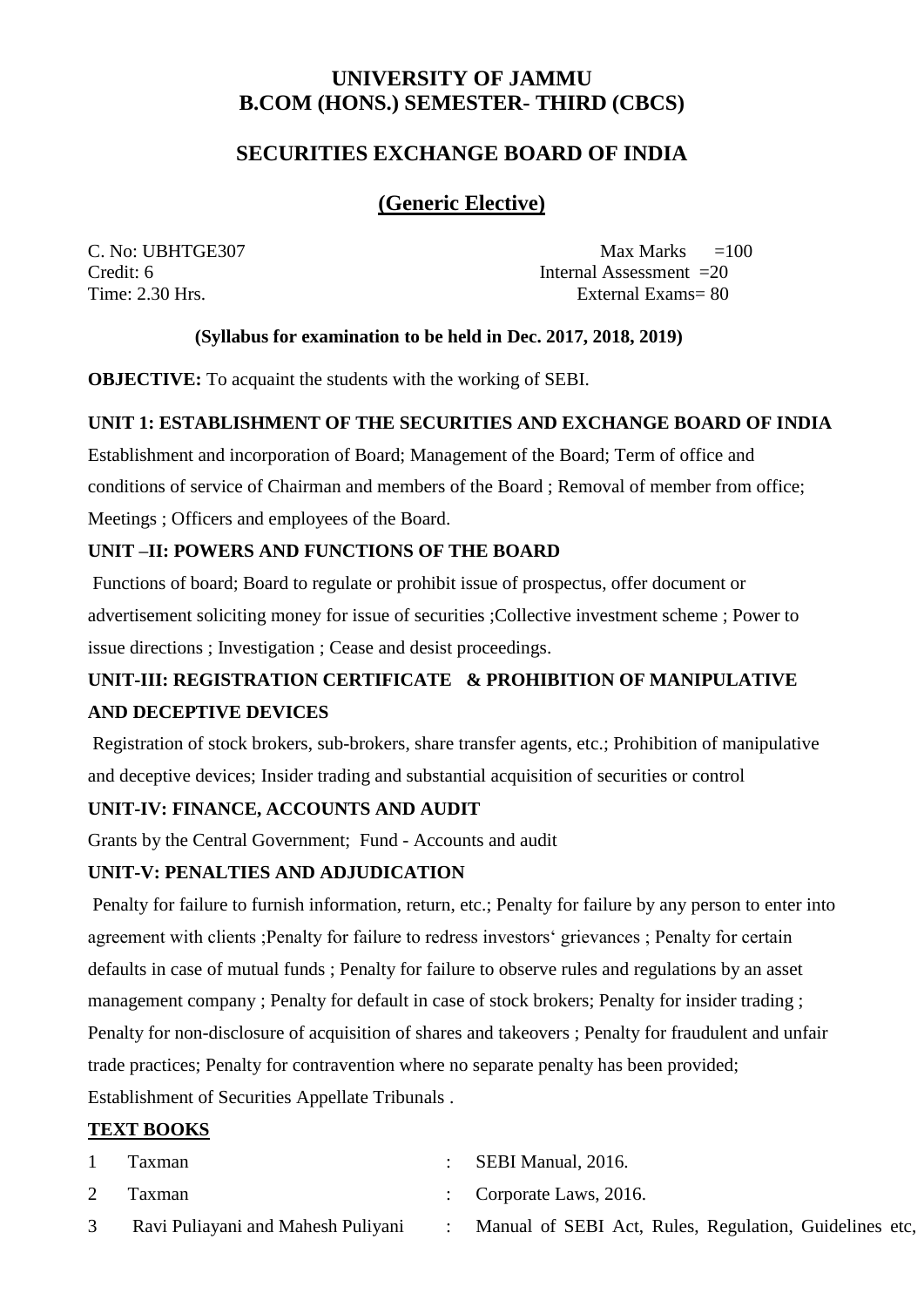# UNIVERSITY OF JAMMU
# B.COM (HONS.) SEMESTER- THIRD (CBCS)

## SECURITIES EXCHANGE BOARD OF INDIA

## (Generic Elective)

| | |
|---|---|
| C. No: UBHTGE307 | Max Marks =100 |
| Credit: 6 | Internal Assessment =20 |
| Time: 2.30 Hrs. | External Exams= 80 |

**(Syllabus for examination to be held in Dec. 2017, 2018, 2019)**

**OBJECTIVE:** To acquaint the students with the working of SEBI.

### UNIT 1: ESTABLISHMENT OF THE SECURITIES AND EXCHANGE BOARD OF INDIA

Establishment and incorporation of Board; Management of the Board; Term of office and conditions of service of Chairman and members of the Board ; Removal of member from office; Meetings ; Officers and employees of the Board.

### UNIT –II: POWERS AND FUNCTIONS OF THE BOARD

Functions of board; Board to regulate or prohibit issue of prospectus, offer document or advertisement soliciting money for issue of securities ;Collective investment scheme ; Power to issue directions ; Investigation ; Cease and desist proceedings.

### UNIT-III: REGISTRATION CERTIFICATE & PROHIBITION OF MANIPULATIVE AND DECEPTIVE DEVICES

Registration of stock brokers, sub-brokers, share transfer agents, etc.; Prohibition of manipulative and deceptive devices; Insider trading and substantial acquisition of securities or control

### UNIT-IV: FINANCE, ACCOUNTS AND AUDIT

Grants by the Central Government; Fund - Accounts and audit

### UNIT-V: PENALTIES AND ADJUDICATION

Penalty for failure to furnish information, return, etc.; Penalty for failure by any person to enter into agreement with clients ;Penalty for failure to redress investors' grievances ; Penalty for certain defaults in case of mutual funds ; Penalty for failure to observe rules and regulations by an asset management company ; Penalty for default in case of stock brokers; Penalty for insider trading ; Penalty for non-disclosure of acquisition of shares and takeovers ; Penalty for fraudulent and unfair trade practices; Penalty for contravention where no separate penalty has been provided; Establishment of Securities Appellate Tribunals .

### TEXT BOOKS

| | | | |
|---|---|---|---|
| 1 | Taxman | : | SEBI Manual, 2016. |
| 2 | Taxman | : | Corporate Laws, 2016. |
| 3 | Ravi Puliayani and Mahesh Puliyani | : | Manual of SEBI Act, Rules, Regulation, Guidelines etc, |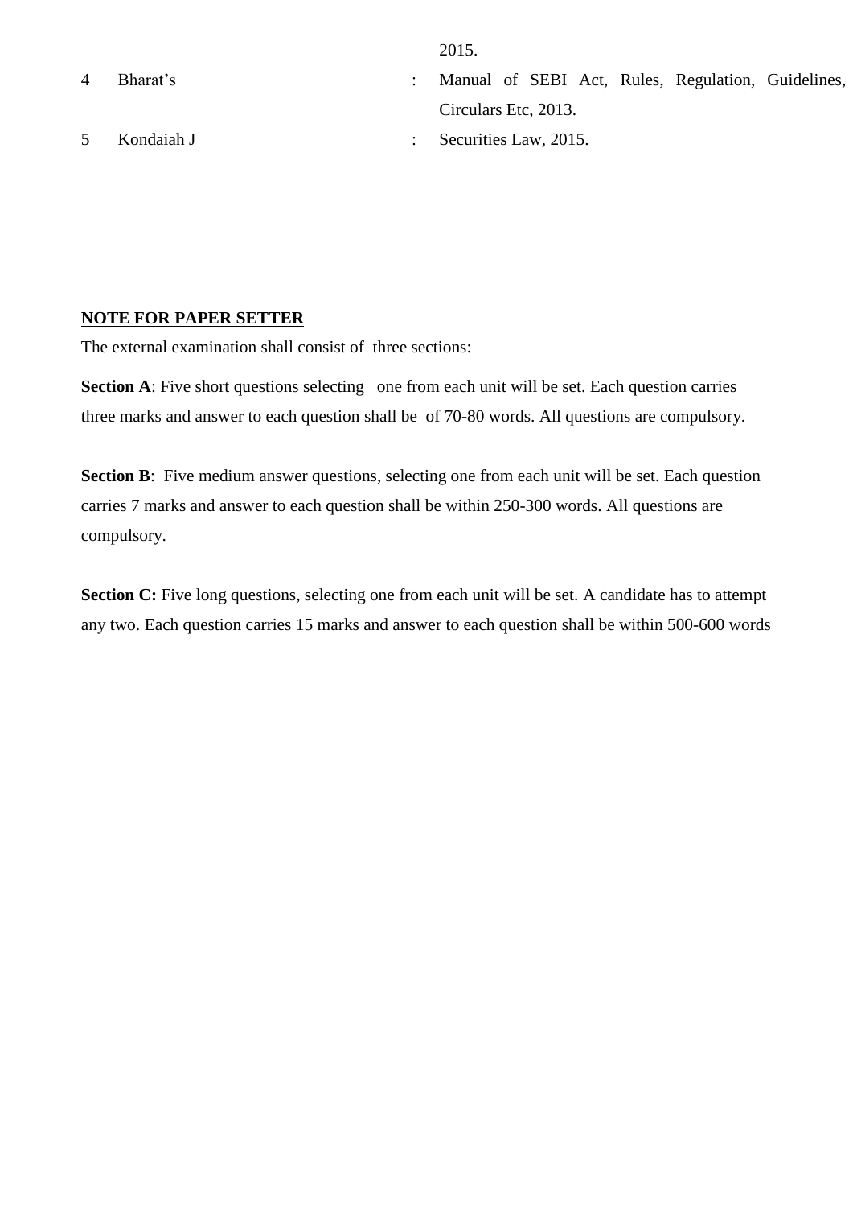| | | | |
|---|---|---|---|
| | | | 2015. |
| 4 | Bharat's | : | Manual of SEBI Act, Rules, Regulation, Guidelines, Circulars Etc, 2013. |
| 5 | Kondaiah J | : | Securities Law, 2015. |

**NOTE FOR PAPER SETTER**

The external examination shall consist of three sections:

**Section A**: Five short questions selecting one from each unit will be set. Each question carries three marks and answer to each question shall be of 70-80 words. All questions are compulsory.

**Section B**: Five medium answer questions, selecting one from each unit will be set. Each question carries 7 marks and answer to each question shall be within 250-300 words. All questions are compulsory.

**Section C:** Five long questions, selecting one from each unit will be set. A candidate has to attempt any two. Each question carries 15 marks and answer to each question shall be within 500-600 words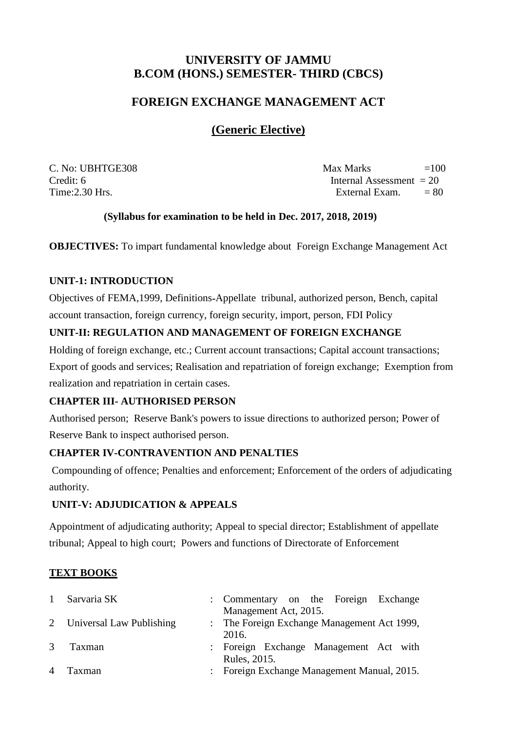# UNIVERSITY OF JAMMU
# B.COM (HONS.) SEMESTER- THIRD (CBCS)

## FOREIGN EXCHANGE MANAGEMENT ACT

## (Generic Elective)

| | |
|---|---|
| C. No: UBHTGE308 | Max Marks =100 |
| Credit: 6 | Internal Assessment = 20 |
| Time:2.30 Hrs. | External Exam. = 80 |

**(Syllabus for examination to be held in Dec. 2017, 2018, 2019)**

**OBJECTIVES:** To impart fundamental knowledge about Foreign Exchange Management Act

### UNIT-1: INTRODUCTION

Objectives of FEMA,1999, Definitions-Appellate tribunal, authorized person, Bench, capital account transaction, foreign currency, foreign security, import, person, FDI Policy

### UNIT-II: REGULATION AND MANAGEMENT OF FOREIGN EXCHANGE

Holding of foreign exchange, etc.; Current account transactions; Capital account transactions; Export of goods and services; Realisation and repatriation of foreign exchange; Exemption from realization and repatriation in certain cases.

### CHAPTER III- AUTHORISED PERSON

Authorised person; Reserve Bank's powers to issue directions to authorized person; Power of Reserve Bank to inspect authorised person.

### CHAPTER IV-CONTRAVENTION AND PENALTIES

Compounding of offence; Penalties and enforcement; Enforcement of the orders of adjudicating authority.

### UNIT-V: ADJUDICATION & APPEALS

Appointment of adjudicating authority; Appeal to special director; Establishment of appellate tribunal; Appeal to high court; Powers and functions of Directorate of Enforcement

### TEXT BOOKS

| | | | |
|---|---|---|---|
| 1 | Sarvaria SK | : | Commentary on the Foreign Exchange Management Act, 2015. |
| 2 | Universal Law Publishing | : | The Foreign Exchange Management Act 1999, 2016. |
| 3 | Taxman | : | Foreign Exchange Management Act with Rules, 2015. |
| 4 | Taxman | : | Foreign Exchange Management Manual, 2015. |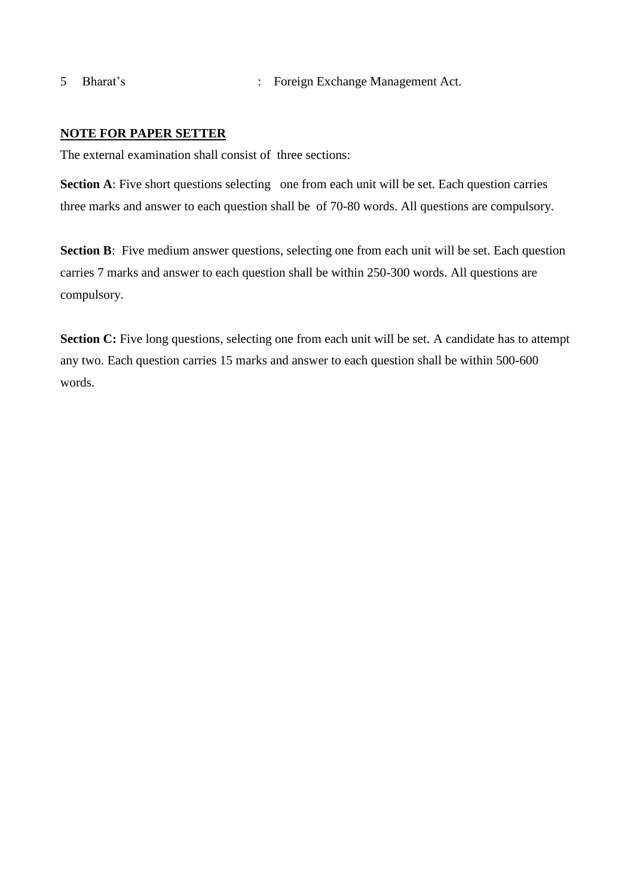5 Bharat's : Foreign Exchange Management Act.

**NOTE FOR PAPER SETTER**

The external examination shall consist of three sections:

**Section A**: Five short questions selecting one from each unit will be set. Each question carries three marks and answer to each question shall be of 70-80 words. All questions are compulsory.

**Section B**: Five medium answer questions, selecting one from each unit will be set. Each question carries 7 marks and answer to each question shall be within 250-300 words. All questions are compulsory.

**Section C:** Five long questions, selecting one from each unit will be set. A candidate has to attempt any two. Each question carries 15 marks and answer to each question shall be within 500-600 words.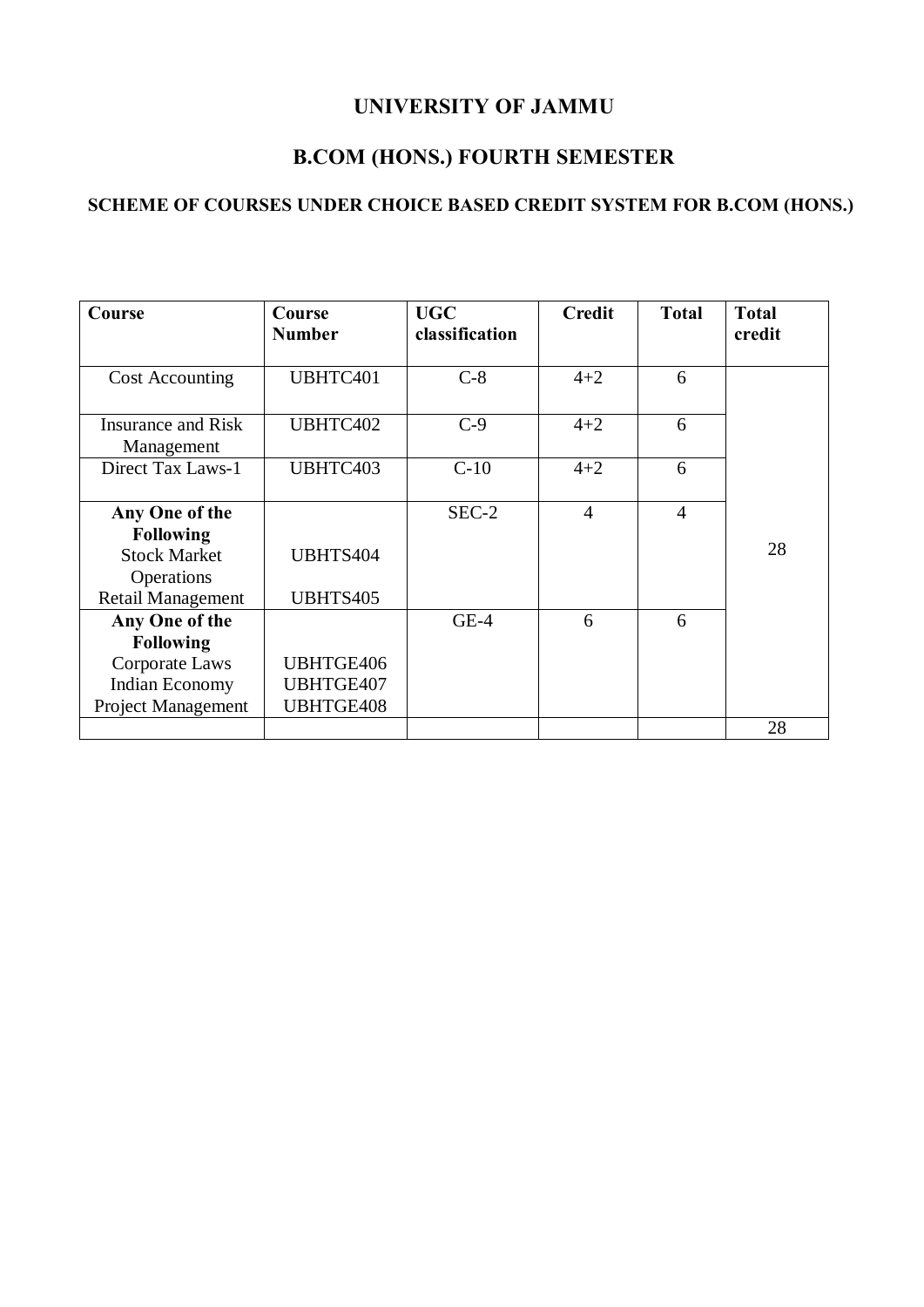# UNIVERSITY OF JAMMU

## B.COM (HONS.) FOURTH SEMESTER

### SCHEME OF COURSES UNDER CHOICE BASED CREDIT SYSTEM FOR B.COM (HONS.)

| Course | Course Number | UGC classification | Credit | Total | Total credit |
|---|---|---|---|---|---|
| Cost Accounting | UBHTC401 | C-8 | 4+2 | 6 | 28 |
| Insurance and Risk Management | UBHTC402 | C-9 | 4+2 | 6 | |
| Direct Tax Laws-1 | UBHTC403 | C-10 | 4+2 | 6 | |
| **Any One of the Following**<br>Stock Market Operations<br>Retail Management | <br>UBHTS404<br>UBHTS405 | SEC-2 | 4 | 4 | |
| **Any One of the Following**<br>Corporate Laws<br>Indian Economy<br>Project Management | <br>UBHTGE406<br>UBHTGE407<br>UBHTGE408 | GE-4 | 6 | 6 | |
| | | | | | 28 |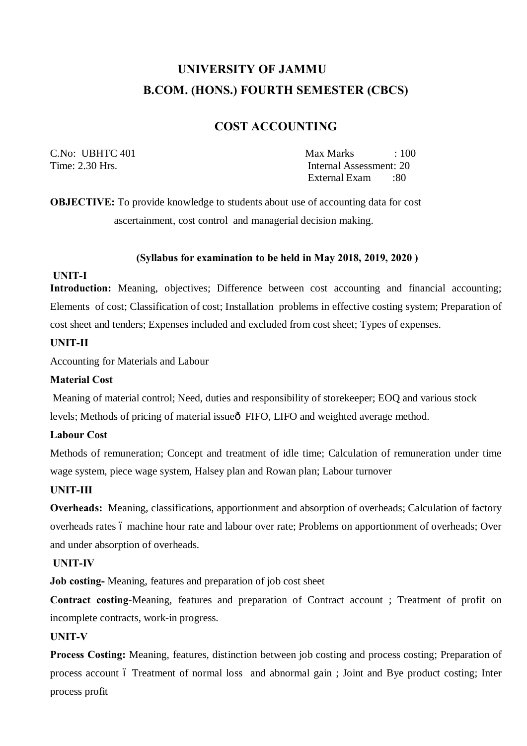# UNIVERSITY OF JAMMU

## B.COM. (HONS.) FOURTH SEMESTER (CBCS)

## COST ACCOUNTING

C.No: UBHTC 401

Time: 2.30 Hrs.

Max Marks : 100

Internal Assessment: 20

External Exam :80

**OBJECTIVE:** To provide knowledge to students about use of accounting data for cost ascertainment, cost control and managerial decision making.

**(Syllabus for examination to be held in May 2018, 2019, 2020 )**

### UNIT-I

**Introduction:** Meaning, objectives; Difference between cost accounting and financial accounting; Elements of cost; Classification of cost; Installation problems in effective costing system; Preparation of cost sheet and tenders; Expenses included and excluded from cost sheet; Types of expenses.

### UNIT-II

Accounting for Materials and Labour

**Material Cost**

Meaning of material control; Need, duties and responsibility of storekeeper; EOQ and various stock levels; Methods of pricing of material issue– FIFO, LIFO and weighted average method.

**Labour Cost**

Methods of remuneration; Concept and treatment of idle time; Calculation of remuneration under time wage system, piece wage system, Halsey plan and Rowan plan; Labour turnover

### UNIT-III

**Overheads:** Meaning, classifications, apportionment and absorption of overheads; Calculation of factory overheads rates – machine hour rate and labour over rate; Problems on apportionment of overheads; Over and under absorption of overheads.

### UNIT-IV

**Job costing-** Meaning, features and preparation of job cost sheet

**Contract costing**-Meaning, features and preparation of Contract account ; Treatment of profit on incomplete contracts, work-in progress.

### UNIT-V

**Process Costing:** Meaning, features, distinction between job costing and process costing; Preparation of process account – Treatment of normal loss and abnormal gain ; Joint and Bye product costing; Inter process profit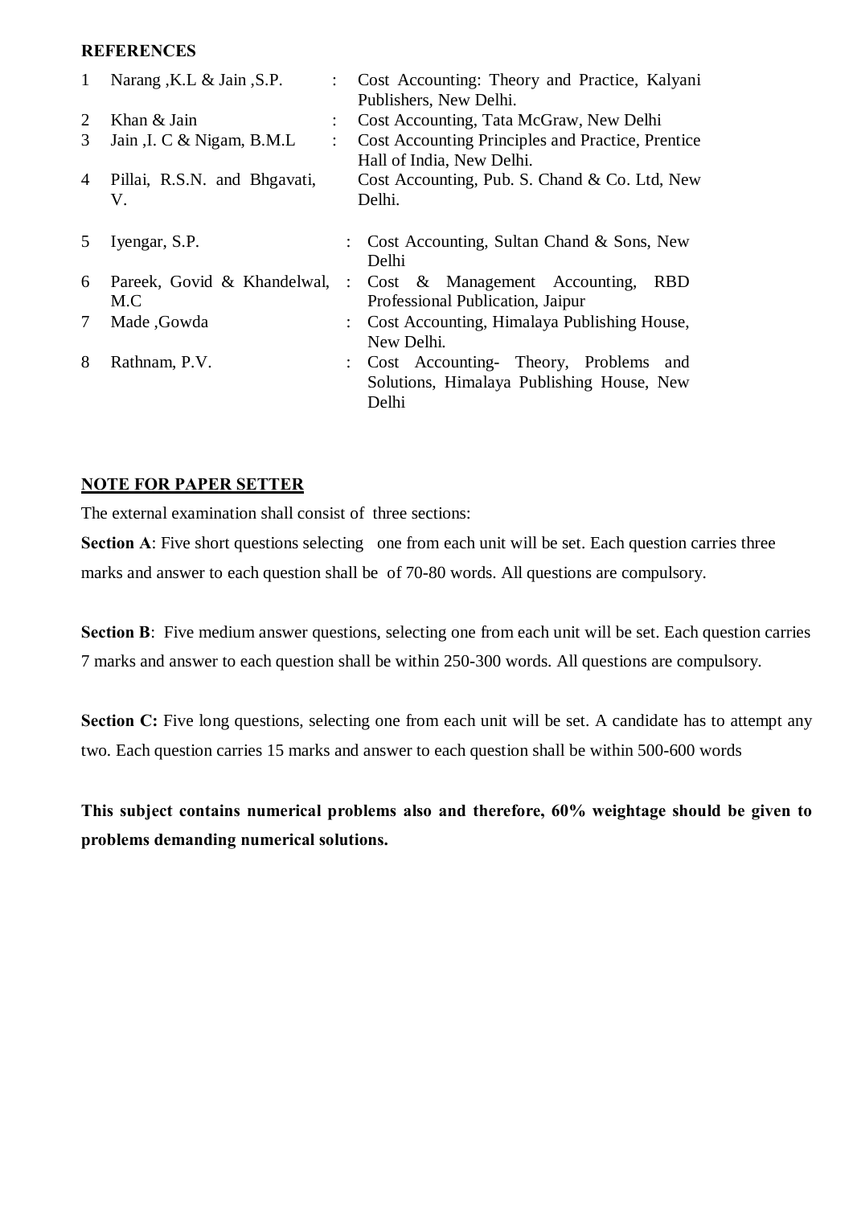**REFERENCES**

| | | | |
|---|---|---|---|
| 1 | Narang ,K.L & Jain ,S.P. | : | Cost Accounting: Theory and Practice, Kalyani Publishers, New Delhi. |
| 2 | Khan & Jain | : | Cost Accounting, Tata McGraw, New Delhi |
| 3 | Jain ,I. C & Nigam, B.M.L | : | Cost Accounting Principles and Practice, Prentice Hall of India, New Delhi. |
| 4 | Pillai, R.S.N. and Bhgavati, V. | | Cost Accounting, Pub. S. Chand & Co. Ltd, New Delhi. |
| 5 | Iyengar, S.P. | : | Cost Accounting, Sultan Chand & Sons, New Delhi |
| 6 | Pareek, Govid & Khandelwal, M.C | : | Cost & Management Accounting, RBD Professional Publication, Jaipur |
| 7 | Made ,Gowda | : | Cost Accounting, Himalaya Publishing House, New Delhi. |
| 8 | Rathnam, P.V. | : | Cost Accounting- Theory, Problems and Solutions, Himalaya Publishing House, New Delhi |

**NOTE FOR PAPER SETTER**

The external examination shall consist of three sections:

**Section A**: Five short questions selecting one from each unit will be set. Each question carries three marks and answer to each question shall be of 70-80 words. All questions are compulsory.

**Section B**: Five medium answer questions, selecting one from each unit will be set. Each question carries 7 marks and answer to each question shall be within 250-300 words. All questions are compulsory.

**Section C:** Five long questions, selecting one from each unit will be set. A candidate has to attempt any two. Each question carries 15 marks and answer to each question shall be within 500-600 words

**This subject contains numerical problems also and therefore, 60% weightage should be given to problems demanding numerical solutions.**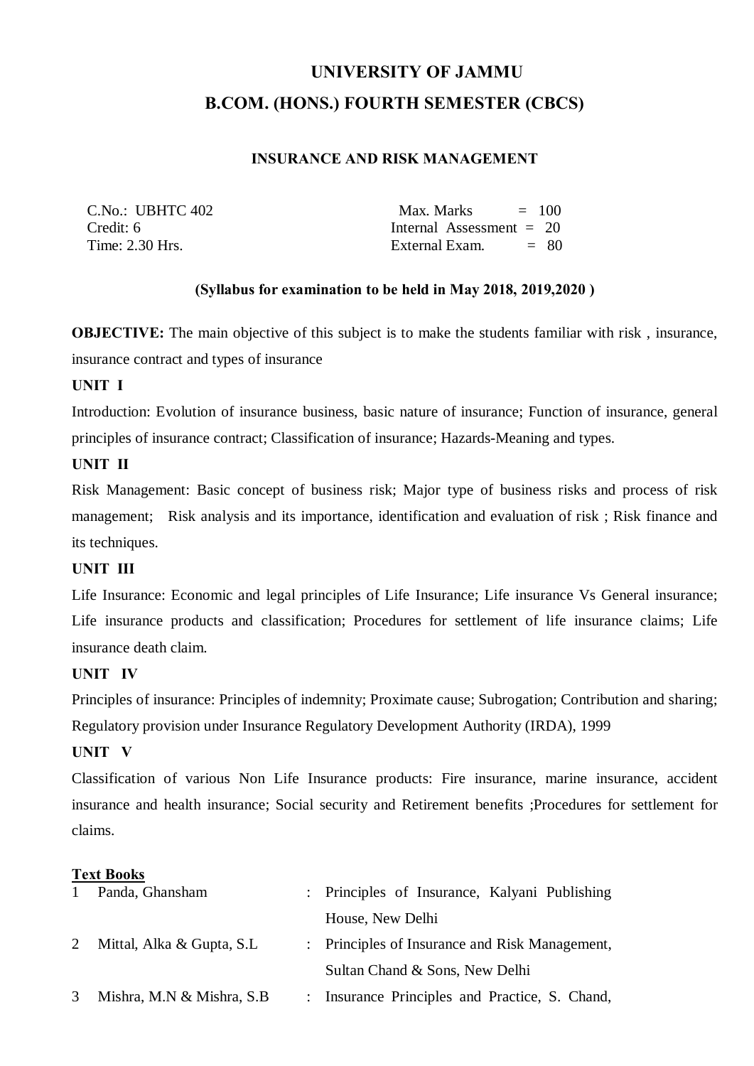# UNIVERSITY OF JAMMU

## B.COM. (HONS.) FOURTH SEMESTER (CBCS)

### INSURANCE AND RISK MANAGEMENT

| | |
|---|---|
| C.No.: UBHTC 402 | Max. Marks = 100 |
| Credit: 6 | Internal Assessment = 20 |
| Time: 2.30 Hrs. | External Exam. = 80 |

**(Syllabus for examination to be held in May 2018, 2019,2020 )**

**OBJECTIVE:** The main objective of this subject is to make the students familiar with risk , insurance, insurance contract and types of insurance

**UNIT I**

Introduction: Evolution of insurance business, basic nature of insurance; Function of insurance, general principles of insurance contract; Classification of insurance; Hazards-Meaning and types.

**UNIT II**

Risk Management: Basic concept of business risk; Major type of business risks and process of risk management; Risk analysis and its importance, identification and evaluation of risk ; Risk finance and its techniques.

**UNIT III**

Life Insurance: Economic and legal principles of Life Insurance; Life insurance Vs General insurance; Life insurance products and classification; Procedures for settlement of life insurance claims; Life insurance death claim.

**UNIT IV**

Principles of insurance: Principles of indemnity; Proximate cause; Subrogation; Contribution and sharing; Regulatory provision under Insurance Regulatory Development Authority (IRDA), 1999

**UNIT V**

Classification of various Non Life Insurance products: Fire insurance, marine insurance, accident insurance and health insurance; Social security and Retirement benefits ;Procedures for settlement for claims.

**Text Books**

| | | | |
|---|---|---|---|
| 1 | Panda, Ghansham | : | Principles of Insurance, Kalyani Publishing House, New Delhi |
| 2 | Mittal, Alka & Gupta, S.L | : | Principles of Insurance and Risk Management, Sultan Chand & Sons, New Delhi |
| 3 | Mishra, M.N & Mishra, S.B | : | Insurance Principles and Practice, S. Chand, |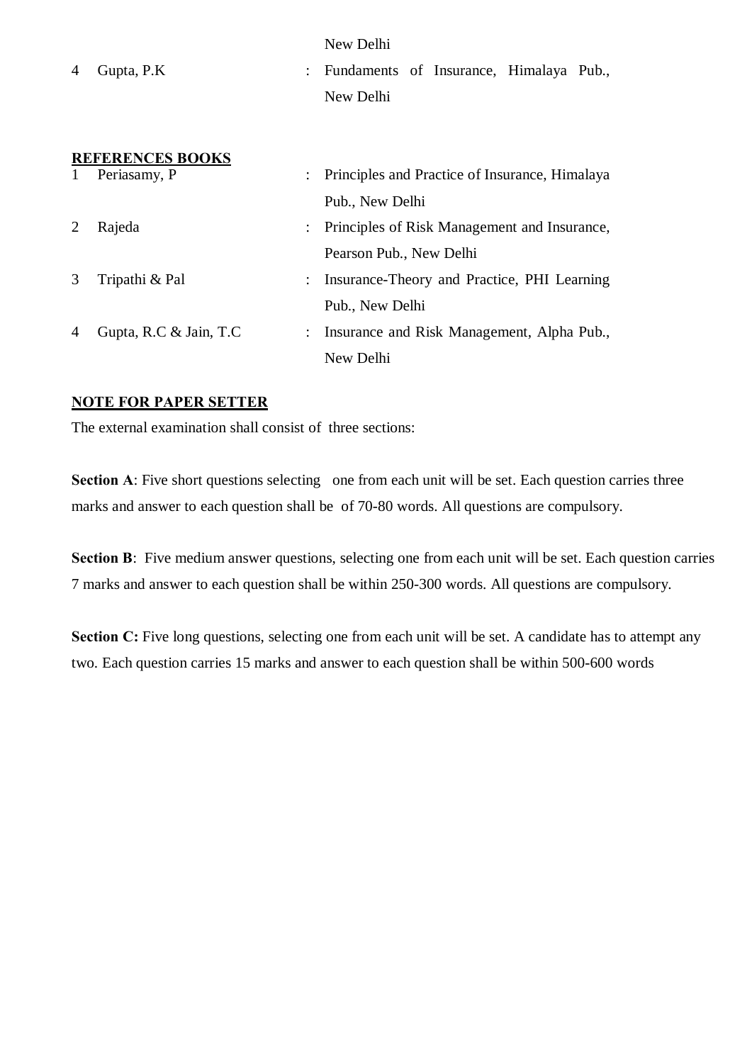|   |   |   | New Delhi |
|---|---|---|---|
| 4 | Gupta, P.K | : | Fundaments of Insurance, Himalaya Pub., New Delhi |

**REFERENCES BOOKS**

| | | | |
|---|---|---|---|
| 1 | Periasamy, P | : | Principles and Practice of Insurance, Himalaya Pub., New Delhi |
| 2 | Rajeda | : | Principles of Risk Management and Insurance, Pearson Pub., New Delhi |
| 3 | Tripathi & Pal | : | Insurance-Theory and Practice, PHI Learning Pub., New Delhi |
| 4 | Gupta, R.C & Jain, T.C | : | Insurance and Risk Management, Alpha Pub., New Delhi |

**NOTE FOR PAPER SETTER**

The external examination shall consist of three sections:

**Section A**: Five short questions selecting one from each unit will be set. Each question carries three marks and answer to each question shall be of 70-80 words. All questions are compulsory.

**Section B**: Five medium answer questions, selecting one from each unit will be set. Each question carries 7 marks and answer to each question shall be within 250-300 words. All questions are compulsory.

**Section C:** Five long questions, selecting one from each unit will be set. A candidate has to attempt any two. Each question carries 15 marks and answer to each question shall be within 500-600 words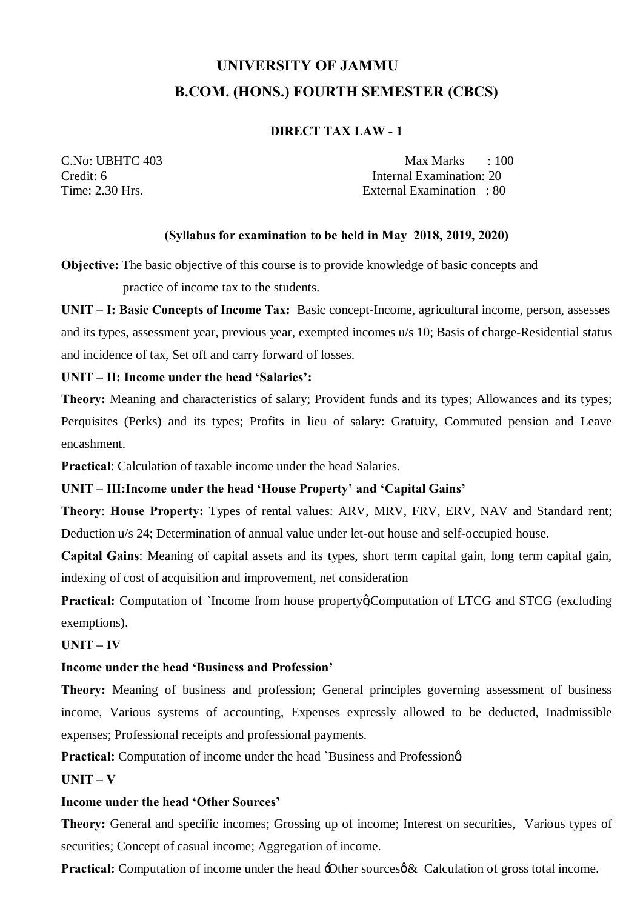# UNIVERSITY OF JAMMU

## B.COM. (HONS.) FOURTH SEMESTER (CBCS)

### DIRECT TAX LAW - 1

C.No: UBHTC 403  
Credit: 6  
Time: 2.30 Hrs.

Max Marks : 100  
Internal Examination: 20  
External Examination : 80

**(Syllabus for examination to be held in May 2018, 2019, 2020)**

**Objective:** The basic objective of this course is to provide knowledge of basic concepts and practice of income tax to the students.

**UNIT – I: Basic Concepts of Income Tax:** Basic concept-Income, agricultural income, person, assesses and its types, assessment year, previous year, exempted incomes u/s 10; Basis of charge-Residential status and incidence of tax, Set off and carry forward of losses.

**UNIT – II: Income under the head 'Salaries':**

**Theory:** Meaning and characteristics of salary; Provident funds and its types; Allowances and its types; Perquisites (Perks) and its types; Profits in lieu of salary: Gratuity, Commuted pension and Leave encashment.

**Practical**: Calculation of taxable income under the head Salaries.

**UNIT – III:Income under the head 'House Property' and 'Capital Gains'**

**Theory**: **House Property:** Types of rental values: ARV, MRV, FRV, ERV, NAV and Standard rent; Deduction u/s 24; Determination of annual value under let-out house and self-occupied house.

**Capital Gains**: Meaning of capital assets and its types, short term capital gain, long term capital gain, indexing of cost of acquisition and improvement, net consideration

**Practical:** Computation of `Income from house property",Computation of LTCG and STCG (excluding exemptions).

**UNIT – IV**

**Income under the head 'Business and Profession'**

**Theory:** Meaning of business and profession; General principles governing assessment of business income, Various systems of accounting, Expenses expressly allowed to be deducted, Inadmissible expenses; Professional receipts and professional payments.

**Practical:** Computation of income under the head `Business and Profession"

**UNIT – V**

**Income under the head 'Other Sources'**

**Theory:** General and specific incomes; Grossing up of income; Interest on securities, Various types of securities; Concept of casual income; Aggregation of income.

**Practical:** Computation of income under the head 'Other sources" & Calculation of gross total income.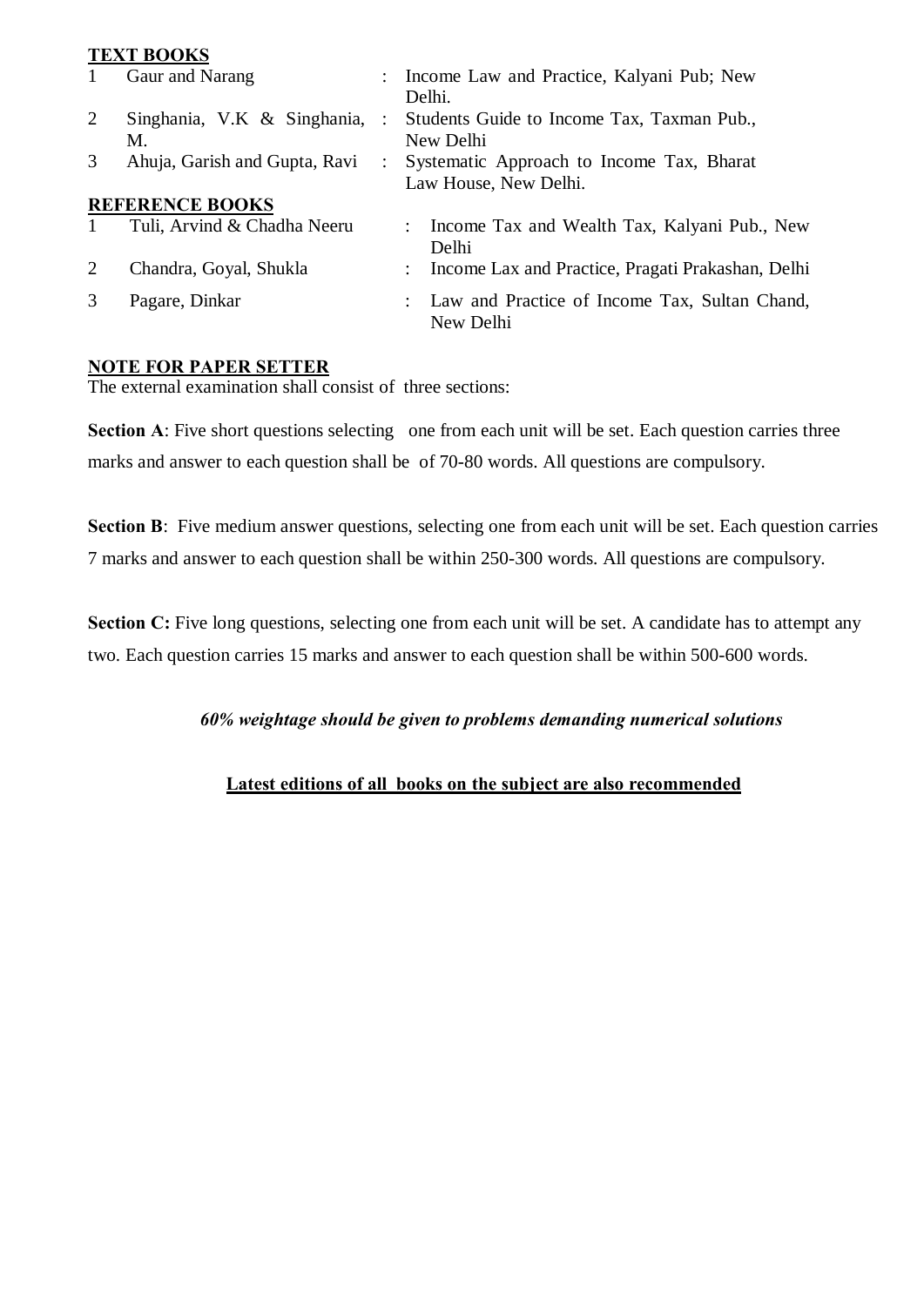**TEXT BOOKS**

| | | | |
|---|---|---|---|
| 1 | Gaur and Narang | : | Income Law and Practice, Kalyani Pub; New Delhi. |
| 2 | Singhania, V.K & Singhania, M. | : | Students Guide to Income Tax, Taxman Pub., New Delhi |
| 3 | Ahuja, Garish and Gupta, Ravi | : | Systematic Approach to Income Tax, Bharat Law House, New Delhi. |

**REFERENCE BOOKS**

| | | | |
|---|---|---|---|
| 1 | Tuli, Arvind & Chadha Neeru | : | Income Tax and Wealth Tax, Kalyani Pub., New Delhi |
| 2 | Chandra, Goyal, Shukla | : | Income Lax and Practice, Pragati Prakashan, Delhi |
| 3 | Pagare, Dinkar | : | Law and Practice of Income Tax, Sultan Chand, New Delhi |

**NOTE FOR PAPER SETTER**

The external examination shall consist of three sections:

**Section A**: Five short questions selecting one from each unit will be set. Each question carries three marks and answer to each question shall be of 70-80 words. All questions are compulsory.

**Section B**: Five medium answer questions, selecting one from each unit will be set. Each question carries 7 marks and answer to each question shall be within 250-300 words. All questions are compulsory.

**Section C:** Five long questions, selecting one from each unit will be set. A candidate has to attempt any two. Each question carries 15 marks and answer to each question shall be within 500-600 words.

***60% weightage should be given to problems demanding numerical solutions***

**Latest editions of all books on the subject are also recommended**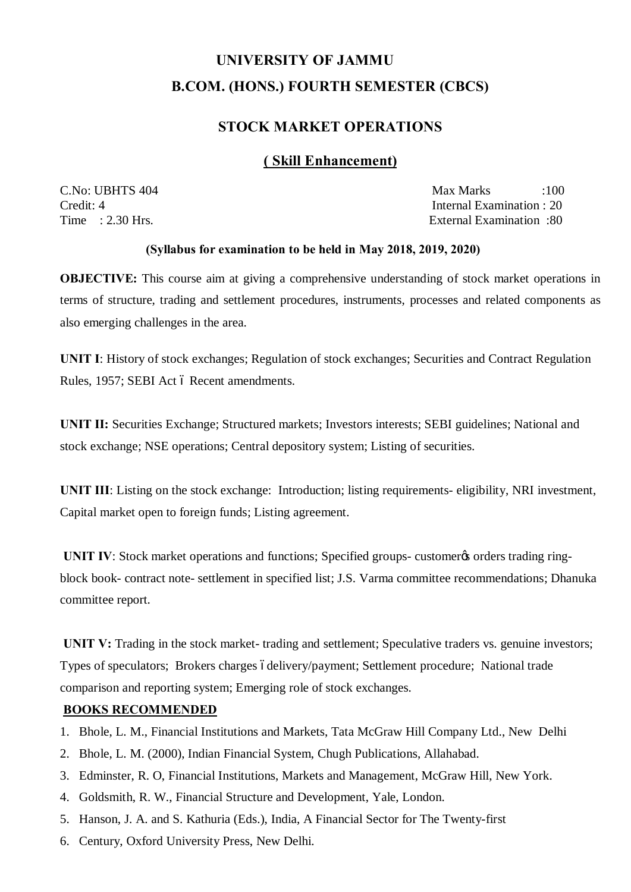# UNIVERSITY OF JAMMU

## B.COM. (HONS.) FOURTH SEMESTER (CBCS)

## STOCK MARKET OPERATIONS

### ( Skill Enhancement)

C.No: UBHTS 404
Credit: 4
Time : 2.30 Hrs.

Max Marks :100
Internal Examination : 20
External Examination :80

**(Syllabus for examination to be held in May 2018, 2019, 2020)**

**OBJECTIVE:** This course aim at giving a comprehensive understanding of stock market operations in terms of structure, trading and settlement procedures, instruments, processes and related components as also emerging challenges in the area.

**UNIT I**: History of stock exchanges; Regulation of stock exchanges; Securities and Contract Regulation Rules, 1957; SEBI Act – Recent amendments.

**UNIT II:** Securities Exchange; Structured markets; Investors interests; SEBI guidelines; National and stock exchange; NSE operations; Central depository system; Listing of securities.

**UNIT III**: Listing on the stock exchange: Introduction; listing requirements- eligibility, NRI investment, Capital market open to foreign funds; Listing agreement.

**UNIT IV**: Stock market operations and functions; Specified groups- customer's orders trading ring-block book- contract note- settlement in specified list; J.S. Varma committee recommendations; Dhanuka committee report.

**UNIT V:** Trading in the stock market- trading and settlement; Speculative traders vs. genuine investors; Types of speculators; Brokers charges – delivery/payment; Settlement procedure; National trade comparison and reporting system; Emerging role of stock exchanges.

**BOOKS RECOMMENDED**

1. Bhole, L. M., Financial Institutions and Markets, Tata McGraw Hill Company Ltd., New Delhi
2. Bhole, L. M. (2000), Indian Financial System, Chugh Publications, Allahabad.
3. Edminster, R. O, Financial Institutions, Markets and Management, McGraw Hill, New York.
4. Goldsmith, R. W., Financial Structure and Development, Yale, London.
5. Hanson, J. A. and S. Kathuria (Eds.), India, A Financial Sector for The Twenty-first
6. Century, Oxford University Press, New Delhi.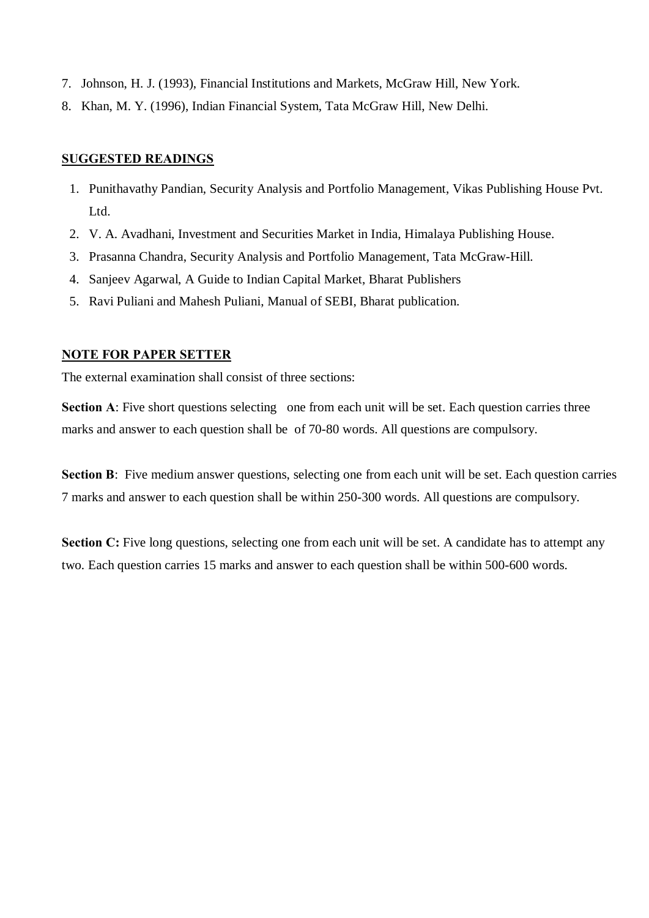7. Johnson, H. J. (1993), Financial Institutions and Markets, McGraw Hill, New York.
8. Khan, M. Y. (1996), Indian Financial System, Tata McGraw Hill, New Delhi.

**SUGGESTED READINGS**

1. Punithavathy Pandian, Security Analysis and Portfolio Management, Vikas Publishing House Pvt. Ltd.
2. V. A. Avadhani, Investment and Securities Market in India, Himalaya Publishing House.
3. Prasanna Chandra, Security Analysis and Portfolio Management, Tata McGraw-Hill.
4. Sanjeev Agarwal, A Guide to Indian Capital Market, Bharat Publishers
5. Ravi Puliani and Mahesh Puliani, Manual of SEBI, Bharat publication.

**NOTE FOR PAPER SETTER**

The external examination shall consist of three sections:

**Section A**: Five short questions selecting one from each unit will be set. Each question carries three marks and answer to each question shall be of 70-80 words. All questions are compulsory.

**Section B**: Five medium answer questions, selecting one from each unit will be set. Each question carries 7 marks and answer to each question shall be within 250-300 words. All questions are compulsory.

**Section C:** Five long questions, selecting one from each unit will be set. A candidate has to attempt any two. Each question carries 15 marks and answer to each question shall be within 500-600 words.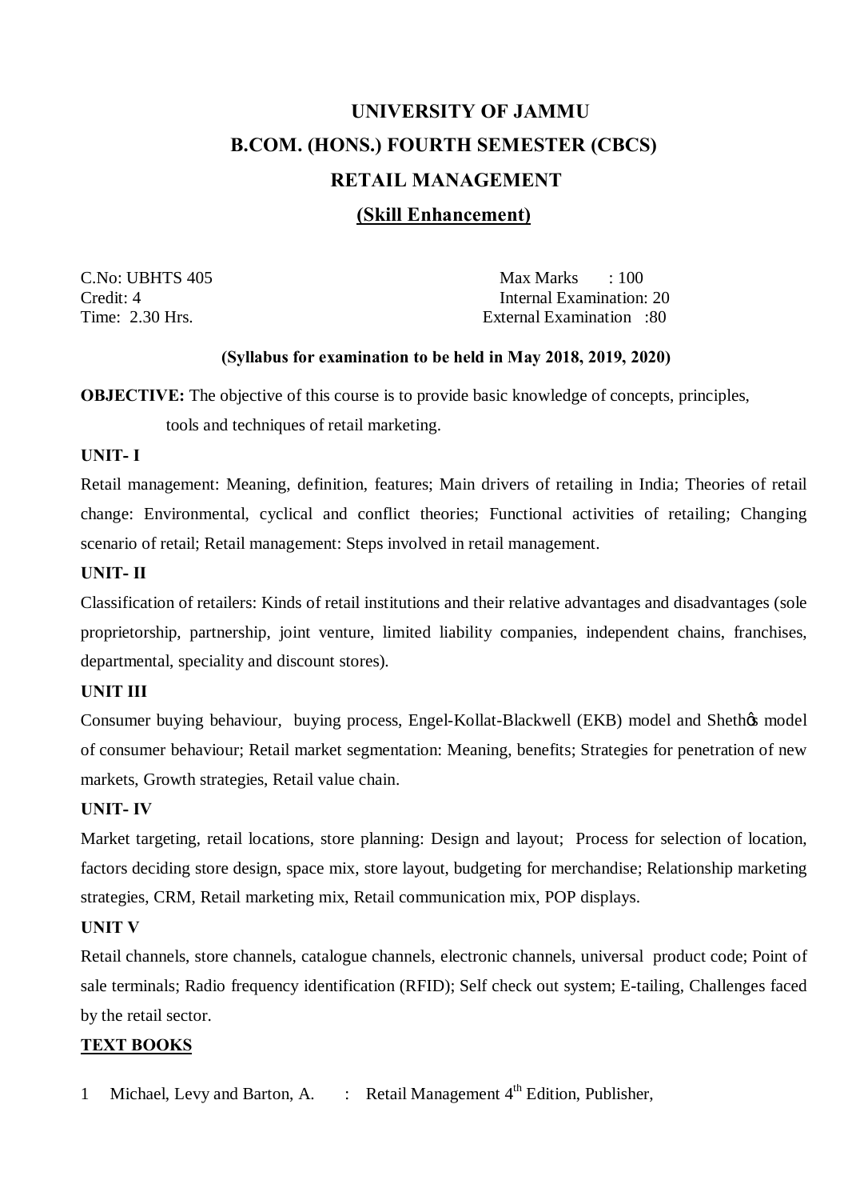# UNIVERSITY OF JAMMU

## B.COM. (HONS.) FOURTH SEMESTER (CBCS)

## RETAIL MANAGEMENT

### (Skill Enhancement)

C.No: UBHTS 405 — Max Marks : 100
Credit: 4 — Internal Examination: 20
Time: 2.30 Hrs. — External Examination : 80

**(Syllabus for examination to be held in May 2018, 2019, 2020)**

**OBJECTIVE:** The objective of this course is to provide basic knowledge of concepts, principles, tools and techniques of retail marketing.

**UNIT- I**

Retail management: Meaning, definition, features; Main drivers of retailing in India; Theories of retail change: Environmental, cyclical and conflict theories; Functional activities of retailing; Changing scenario of retail; Retail management: Steps involved in retail management.

**UNIT- II**

Classification of retailers: Kinds of retail institutions and their relative advantages and disadvantages (sole proprietorship, partnership, joint venture, limited liability companies, independent chains, franchises, departmental, speciality and discount stores).

**UNIT III**

Consumer buying behaviour, buying process, Engel-Kollat-Blackwell (EKB) model and Sheth's model of consumer behaviour; Retail market segmentation: Meaning, benefits; Strategies for penetration of new markets, Growth strategies, Retail value chain.

**UNIT- IV**

Market targeting, retail locations, store planning: Design and layout; Process for selection of location, factors deciding store design, space mix, store layout, budgeting for merchandise; Relationship marketing strategies, CRM, Retail marketing mix, Retail communication mix, POP displays.

**UNIT V**

Retail channels, store channels, catalogue channels, electronic channels, universal product code; Point of sale terminals; Radio frequency identification (RFID); Self check out system; E-tailing, Challenges faced by the retail sector.

**TEXT BOOKS**

1 Michael, Levy and Barton, A. : Retail Management 4th Edition, Publisher,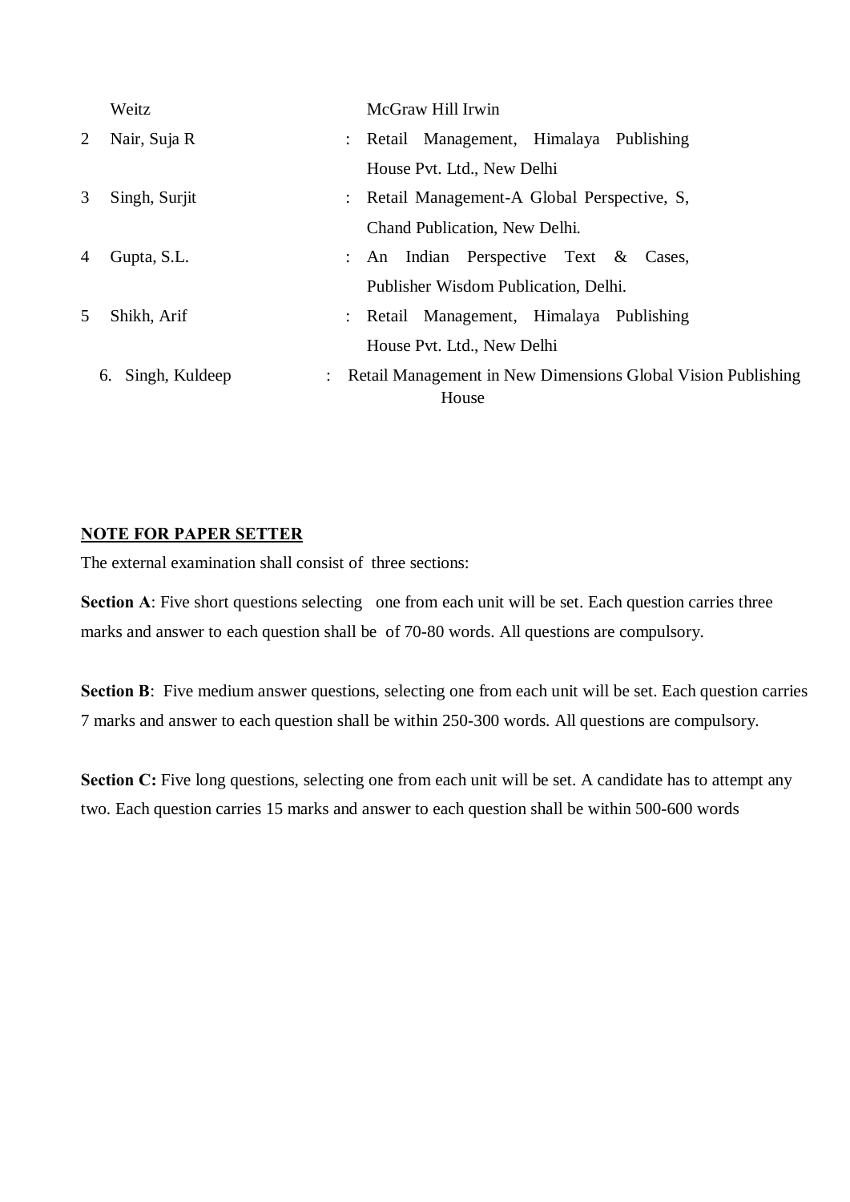| | | | |
|---|---|---|---|
| | Weitz | | McGraw Hill Irwin |
| 2 | Nair, Suja R | : | Retail Management, Himalaya Publishing House Pvt. Ltd., New Delhi |
| 3 | Singh, Surjit | : | Retail Management-A Global Perspective, S, Chand Publication, New Delhi. |
| 4 | Gupta, S.L. | : | An Indian Perspective Text & Cases, Publisher Wisdom Publication, Delhi. |
| 5 | Shikh, Arif | : | Retail Management, Himalaya Publishing House Pvt. Ltd., New Delhi |
| 6. | Singh, Kuldeep | : | Retail Management in New Dimensions Global Vision Publishing House |

**NOTE FOR PAPER SETTER**

The external examination shall consist of three sections:

**Section A**: Five short questions selecting one from each unit will be set. Each question carries three marks and answer to each question shall be of 70-80 words. All questions are compulsory.

**Section B**: Five medium answer questions, selecting one from each unit will be set. Each question carries 7 marks and answer to each question shall be within 250-300 words. All questions are compulsory.

**Section C:** Five long questions, selecting one from each unit will be set. A candidate has to attempt any two. Each question carries 15 marks and answer to each question shall be within 500-600 words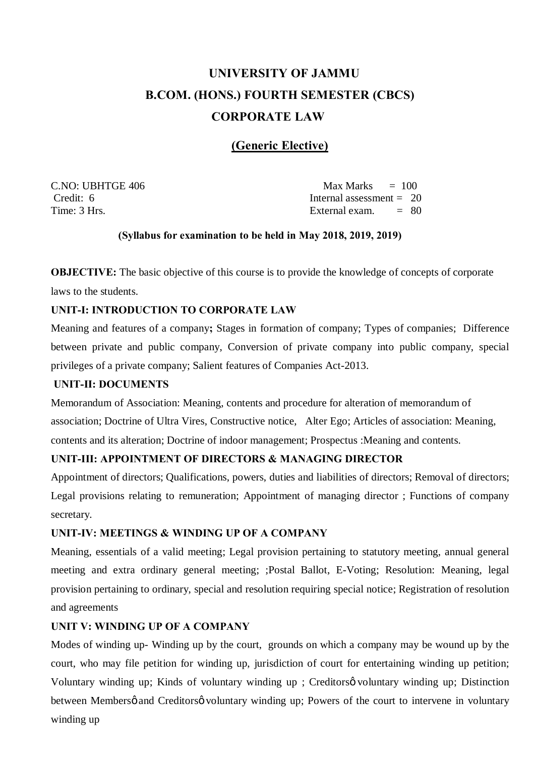# UNIVERSITY OF JAMMU

## B.COM. (HONS.) FOURTH SEMESTER (CBCS)

## CORPORATE LAW

### (Generic Elective)

| | |
|---|---|
| C.NO: UBHTGE 406 | Max Marks = 100 |
| Credit: 6 | Internal assessment = 20 |
| Time: 3 Hrs. | External exam. = 80 |

**(Syllabus for examination to be held in May 2018, 2019, 2019)**

**OBJECTIVE:** The basic objective of this course is to provide the knowledge of concepts of corporate laws to the students.

**UNIT-I: INTRODUCTION TO CORPORATE LAW**

Meaning and features of a company**;** Stages in formation of company; Types of companies; Difference between private and public company, Conversion of private company into public company, special privileges of a private company; Salient features of Companies Act-2013.

**UNIT-II: DOCUMENTS**

Memorandum of Association: Meaning, contents and procedure for alteration of memorandum of association; Doctrine of Ultra Vires, Constructive notice, Alter Ego; Articles of association: Meaning, contents and its alteration; Doctrine of indoor management; Prospectus :Meaning and contents.

**UNIT-III: APPOINTMENT OF DIRECTORS & MANAGING DIRECTOR**

Appointment of directors; Qualifications, powers, duties and liabilities of directors; Removal of directors; Legal provisions relating to remuneration; Appointment of managing director ; Functions of company secretary.

**UNIT-IV: MEETINGS & WINDING UP OF A COMPANY**

Meaning, essentials of a valid meeting; Legal provision pertaining to statutory meeting, annual general meeting and extra ordinary general meeting; ;Postal Ballot, E-Voting; Resolution: Meaning, legal provision pertaining to ordinary, special and resolution requiring special notice; Registration of resolution and agreements

**UNIT V: WINDING UP OF A COMPANY**

Modes of winding up- Winding up by the court, grounds on which a company may be wound up by the court, who may file petition for winding up, jurisdiction of court for entertaining winding up petition; Voluntary winding up; Kinds of voluntary winding up ; Creditors' voluntary winding up; Distinction between Members' and Creditors' voluntary winding up; Powers of the court to intervene in voluntary winding up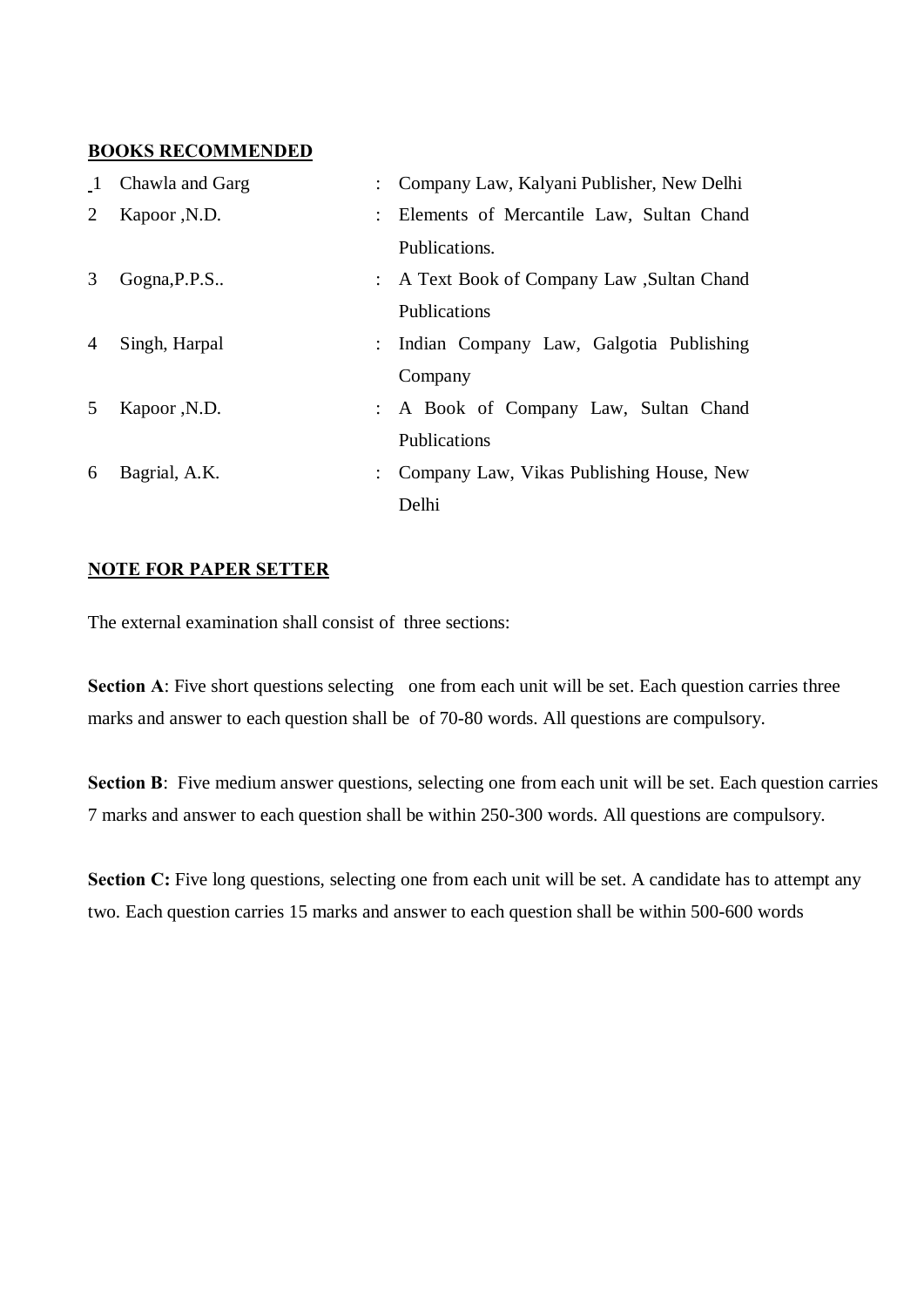**BOOKS RECOMMENDED**

| | | | |
|---|---|---|---|
| 1 | Chawla and Garg | : | Company Law, Kalyani Publisher, New Delhi |
| 2 | Kapoor ,N.D. | : | Elements of Mercantile Law, Sultan Chand Publications. |
| 3 | Gogna,P.P.S.. | : | A Text Book of Company Law ,Sultan Chand Publications |
| 4 | Singh, Harpal | : | Indian Company Law, Galgotia Publishing Company |
| 5 | Kapoor ,N.D. | : | A Book of Company Law, Sultan Chand Publications |
| 6 | Bagrial, A.K. | : | Company Law, Vikas Publishing House, New Delhi |

**NOTE FOR PAPER SETTER**

The external examination shall consist of three sections:

**Section A**: Five short questions selecting one from each unit will be set. Each question carries three marks and answer to each question shall be of 70-80 words. All questions are compulsory.

**Section B**: Five medium answer questions, selecting one from each unit will be set. Each question carries 7 marks and answer to each question shall be within 250-300 words. All questions are compulsory.

**Section C:** Five long questions, selecting one from each unit will be set. A candidate has to attempt any two. Each question carries 15 marks and answer to each question shall be within 500-600 words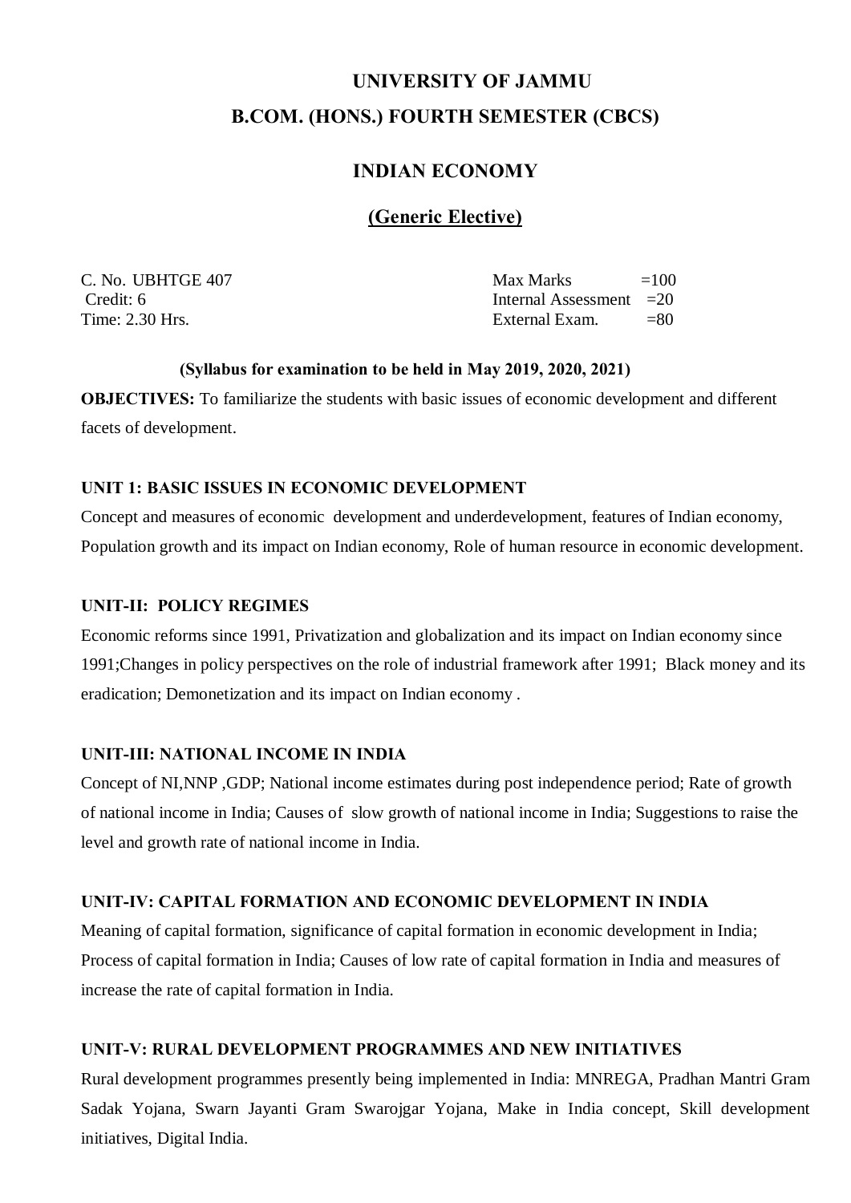# UNIVERSITY OF JAMMU

## B.COM. (HONS.) FOURTH SEMESTER (CBCS)

## INDIAN ECONOMY

## (Generic Elective)

| | |
|---|---|
| C. No. UBHTGE 407 | Max Marks =100 |
| Credit: 6 | Internal Assessment =20 |
| Time: 2.30 Hrs. | External Exam. =80 |

**(Syllabus for examination to be held in May 2019, 2020, 2021)**

**OBJECTIVES:** To familiarize the students with basic issues of economic development and different facets of development.

### UNIT 1: BASIC ISSUES IN ECONOMIC DEVELOPMENT

Concept and measures of economic development and underdevelopment, features of Indian economy, Population growth and its impact on Indian economy, Role of human resource in economic development.

### UNIT-II: POLICY REGIMES

Economic reforms since 1991, Privatization and globalization and its impact on Indian economy since 1991;Changes in policy perspectives on the role of industrial framework after 1991; Black money and its eradication; Demonetization and its impact on Indian economy .

### UNIT-III: NATIONAL INCOME IN INDIA

Concept of NI,NNP ,GDP; National income estimates during post independence period; Rate of growth of national income in India; Causes of slow growth of national income in India; Suggestions to raise the level and growth rate of national income in India.

### UNIT-IV: CAPITAL FORMATION AND ECONOMIC DEVELOPMENT IN INDIA

Meaning of capital formation, significance of capital formation in economic development in India; Process of capital formation in India; Causes of low rate of capital formation in India and measures of increase the rate of capital formation in India.

### UNIT-V: RURAL DEVELOPMENT PROGRAMMES AND NEW INITIATIVES

Rural development programmes presently being implemented in India: MNREGA, Pradhan Mantri Gram Sadak Yojana, Swarn Jayanti Gram Swarojgar Yojana, Make in India concept, Skill development initiatives, Digital India.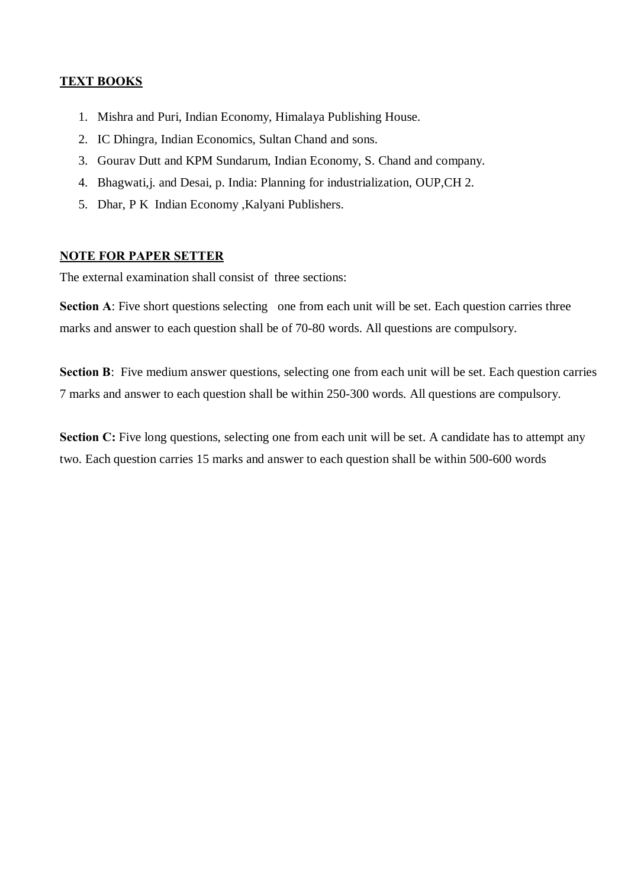**TEXT BOOKS**

1. Mishra and Puri, Indian Economy, Himalaya Publishing House.
2. IC Dhingra, Indian Economics, Sultan Chand and sons.
3. Gourav Dutt and KPM Sundarum, Indian Economy, S. Chand and company.
4. Bhagwati,j. and Desai, p. India: Planning for industrialization, OUP,CH 2.
5. Dhar, P K Indian Economy ,Kalyani Publishers.

**NOTE FOR PAPER SETTER**

The external examination shall consist of three sections:

**Section A**: Five short questions selecting one from each unit will be set. Each question carries three marks and answer to each question shall be of 70-80 words. All questions are compulsory.

**Section B**: Five medium answer questions, selecting one from each unit will be set. Each question carries 7 marks and answer to each question shall be within 250-300 words. All questions are compulsory.

**Section C:** Five long questions, selecting one from each unit will be set. A candidate has to attempt any two. Each question carries 15 marks and answer to each question shall be within 500-600 words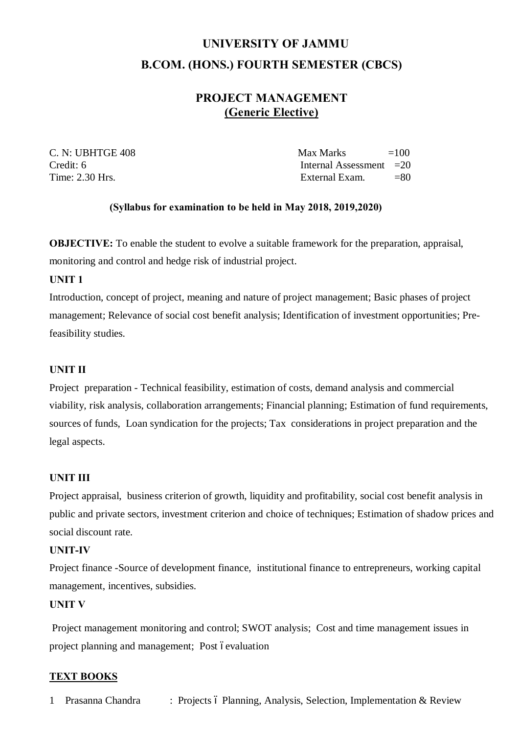# UNIVERSITY OF JAMMU

## B.COM. (HONS.) FOURTH SEMESTER (CBCS)

## PROJECT MANAGEMENT
### (Generic Elective)

| | |
|---|---|
| C. N: UBHTGE 408 | Max Marks =100 |
| Credit: 6 | Internal Assessment =20 |
| Time: 2.30 Hrs. | External Exam. =80 |

**(Syllabus for examination to be held in May 2018, 2019,2020)**

**OBJECTIVE:** To enable the student to evolve a suitable framework for the preparation, appraisal, monitoring and control and hedge risk of industrial project.

**UNIT 1**

Introduction, concept of project, meaning and nature of project management; Basic phases of project management; Relevance of social cost benefit analysis; Identification of investment opportunities; Pre-feasibility studies.

**UNIT II**

Project preparation - Technical feasibility, estimation of costs, demand analysis and commercial viability, risk analysis, collaboration arrangements; Financial planning; Estimation of fund requirements, sources of funds, Loan syndication for the projects; Tax considerations in project preparation and the legal aspects.

**UNIT III**

Project appraisal, business criterion of growth, liquidity and profitability, social cost benefit analysis in public and private sectors, investment criterion and choice of techniques; Estimation of shadow prices and social discount rate.

**UNIT-IV**

Project finance -Source of development finance, institutional finance to entrepreneurs, working capital management, incentives, subsidies.

**UNIT V**

Project management monitoring and control; SWOT analysis; Cost and time management issues in project planning and management; Post –evaluation

**TEXT BOOKS**

1 Prasanna Chandra : Projects – Planning, Analysis, Selection, Implementation & Review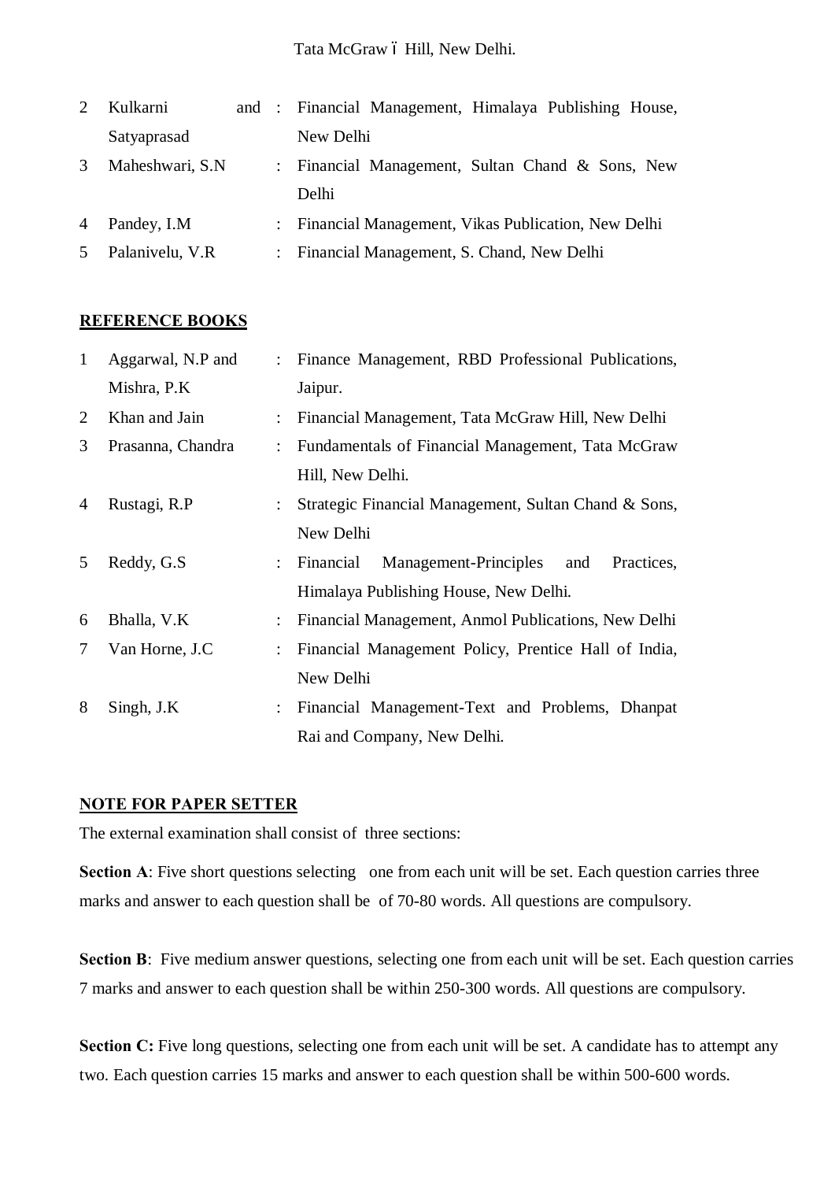Tata McGraw – Hill, New Delhi.

| | | | |
|---|---|---|---|
| 2 | Kulkarni and Satyaprasad | : | Financial Management, Himalaya Publishing House, New Delhi |
| 3 | Maheshwari, S.N | : | Financial Management, Sultan Chand & Sons, New Delhi |
| 4 | Pandey, I.M | : | Financial Management, Vikas Publication, New Delhi |
| 5 | Palanivelu, V.R | : | Financial Management, S. Chand, New Delhi |

**REFERENCE BOOKS**

| | | | |
|---|---|---|---|
| 1 | Aggarwal, N.P and Mishra, P.K | : | Finance Management, RBD Professional Publications, Jaipur. |
| 2 | Khan and Jain | : | Financial Management, Tata McGraw Hill, New Delhi |
| 3 | Prasanna, Chandra | : | Fundamentals of Financial Management, Tata McGraw Hill, New Delhi. |
| 4 | Rustagi, R.P | : | Strategic Financial Management, Sultan Chand & Sons, New Delhi |
| 5 | Reddy, G.S | : | Financial Management-Principles and Practices, Himalaya Publishing House, New Delhi. |
| 6 | Bhalla, V.K | : | Financial Management, Anmol Publications, New Delhi |
| 7 | Van Horne, J.C | : | Financial Management Policy, Prentice Hall of India, New Delhi |
| 8 | Singh, J.K | : | Financial Management-Text and Problems, Dhanpat Rai and Company, New Delhi. |

**NOTE FOR PAPER SETTER**

The external examination shall consist of three sections:

**Section A**: Five short questions selecting one from each unit will be set. Each question carries three marks and answer to each question shall be of 70-80 words. All questions are compulsory.

**Section B**: Five medium answer questions, selecting one from each unit will be set. Each question carries 7 marks and answer to each question shall be within 250-300 words. All questions are compulsory.

**Section C:** Five long questions, selecting one from each unit will be set. A candidate has to attempt any two. Each question carries 15 marks and answer to each question shall be within 500-600 words.